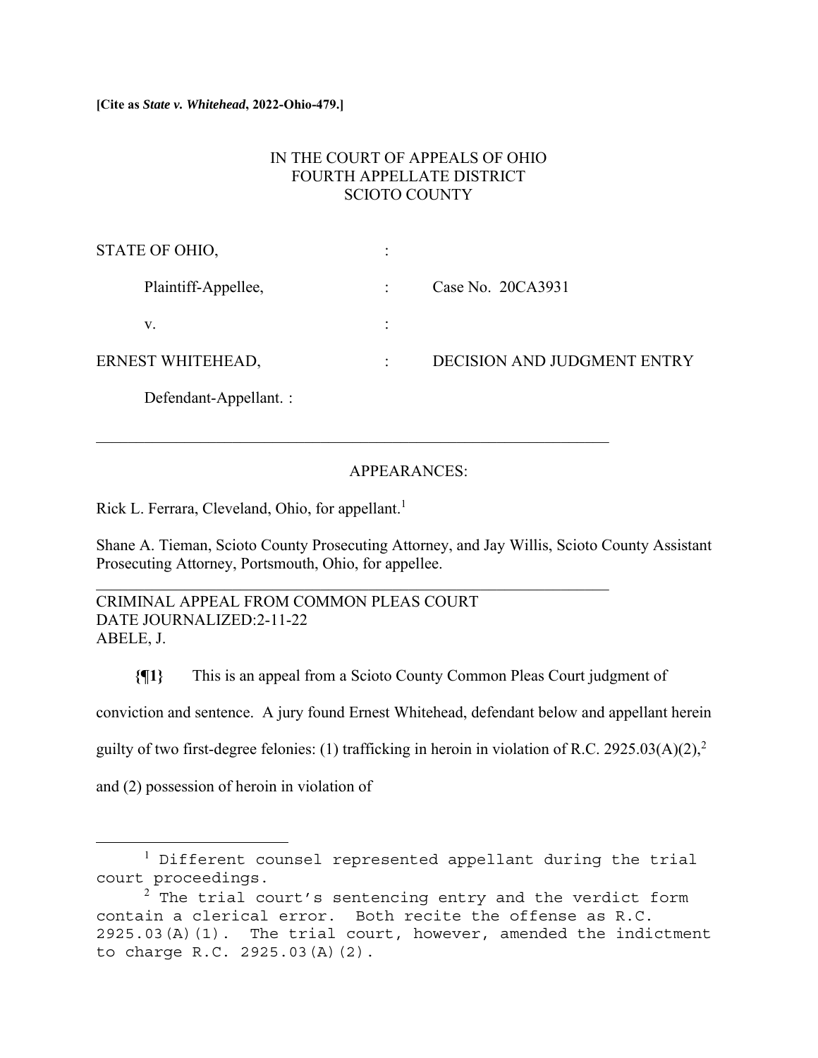**[Cite as *State v. Whitehead*, 2022-Ohio-479.]**

IN THE COURT OF APPEALS OF OHIO
FOURTH APPELLATE DISTRICT
SCIOTO COUNTY

STATE OF OHIO, :

Plaintiff-Appellee, : Case No. 20CA3931

v. :

ERNEST WHITEHEAD, : DECISION AND JUDGMENT ENTRY

Defendant-Appellant. :

---

APPEARANCES:

Rick L. Ferrara, Cleveland, Ohio, for appellant.[1]

Shane A. Tieman, Scioto County Prosecuting Attorney, and Jay Willis, Scioto County Assistant Prosecuting Attorney, Portsmouth, Ohio, for appellee.

---

CRIMINAL APPEAL FROM COMMON PLEAS COURT
DATE JOURNALIZED:2-11-22
ABELE, J.

**{¶1}** This is an appeal from a Scioto County Common Pleas Court judgment of conviction and sentence. A jury found Ernest Whitehead, defendant below and appellant herein guilty of two first-degree felonies: (1) trafficking in heroin in violation of R.C. 2925.03(A)(2),[2] and (2) possession of heroin in violation of

---

[1] Different counsel represented appellant during the trial court proceedings.

[2] The trial court's sentencing entry and the verdict form contain a clerical error. Both recite the offense as R.C. 2925.03(A)(1). The trial court, however, amended the indictment to charge R.C. 2925.03(A)(2).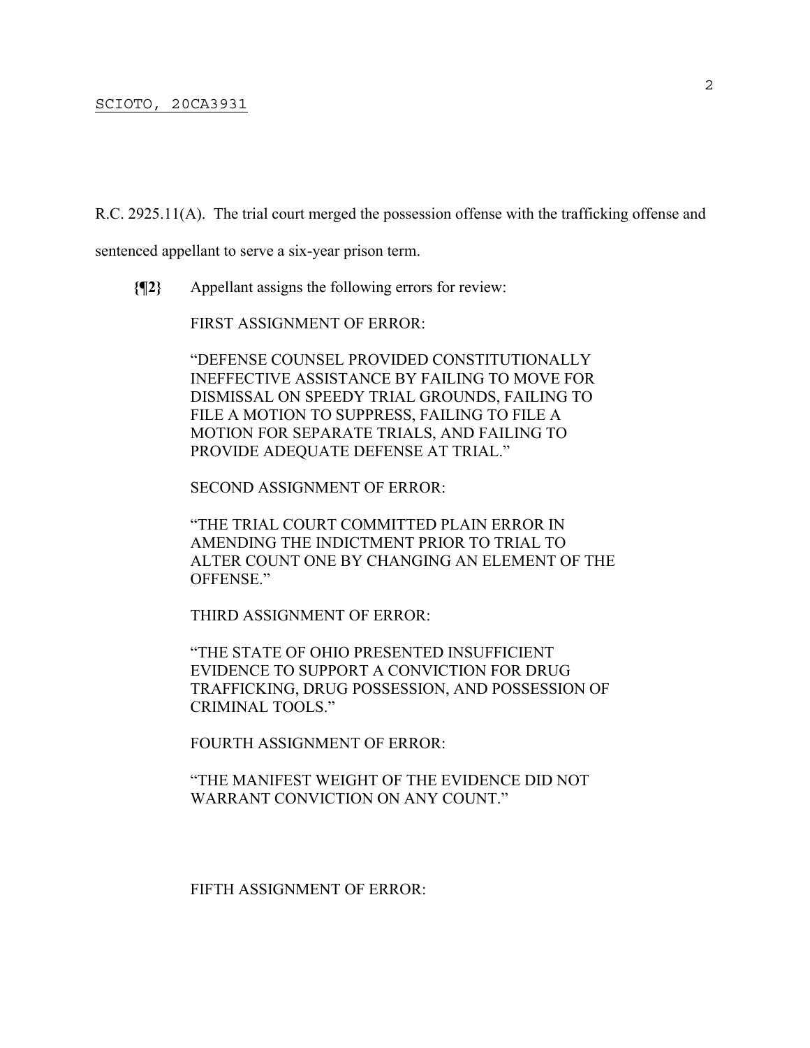R.C. 2925.11(A). The trial court merged the possession offense with the trafficking offense and sentenced appellant to serve a six-year prison term.

**{¶2}** Appellant assigns the following errors for review:

FIRST ASSIGNMENT OF ERROR:

"DEFENSE COUNSEL PROVIDED CONSTITUTIONALLY INEFFECTIVE ASSISTANCE BY FAILING TO MOVE FOR DISMISSAL ON SPEEDY TRIAL GROUNDS, FAILING TO FILE A MOTION TO SUPPRESS, FAILING TO FILE A MOTION FOR SEPARATE TRIALS, AND FAILING TO PROVIDE ADEQUATE DEFENSE AT TRIAL."

SECOND ASSIGNMENT OF ERROR:

"THE TRIAL COURT COMMITTED PLAIN ERROR IN AMENDING THE INDICTMENT PRIOR TO TRIAL TO ALTER COUNT ONE BY CHANGING AN ELEMENT OF THE OFFENSE."

THIRD ASSIGNMENT OF ERROR:

"THE STATE OF OHIO PRESENTED INSUFFICIENT EVIDENCE TO SUPPORT A CONVICTION FOR DRUG TRAFFICKING, DRUG POSSESSION, AND POSSESSION OF CRIMINAL TOOLS."

FOURTH ASSIGNMENT OF ERROR:

"THE MANIFEST WEIGHT OF THE EVIDENCE DID NOT WARRANT CONVICTION ON ANY COUNT."

FIFTH ASSIGNMENT OF ERROR: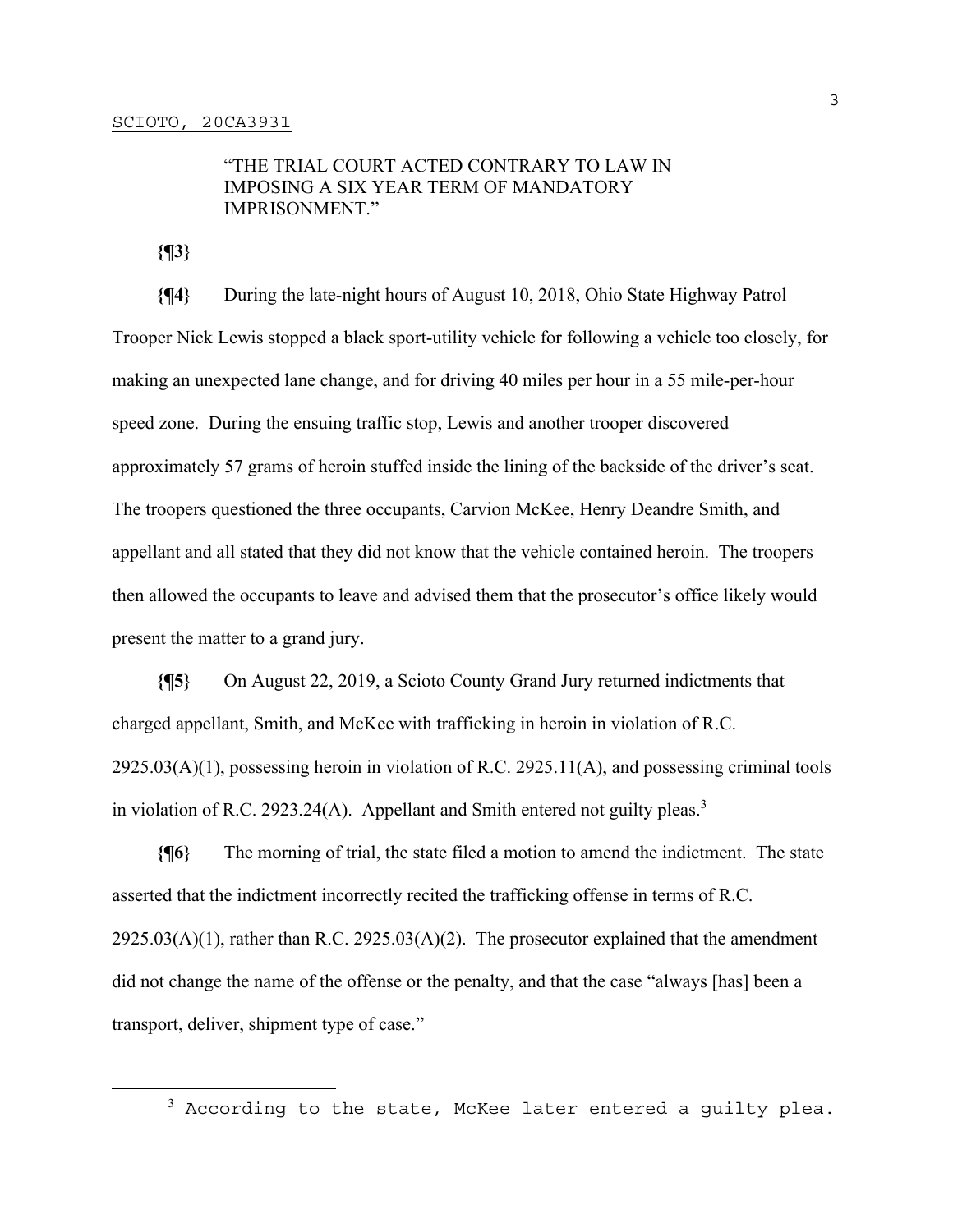"THE TRIAL COURT ACTED CONTRARY TO LAW IN IMPOSING A SIX YEAR TERM OF MANDATORY IMPRISONMENT."

**{¶3}**

**{¶4}** During the late-night hours of August 10, 2018, Ohio State Highway Patrol Trooper Nick Lewis stopped a black sport-utility vehicle for following a vehicle too closely, for making an unexpected lane change, and for driving 40 miles per hour in a 55 mile-per-hour speed zone. During the ensuing traffic stop, Lewis and another trooper discovered approximately 57 grams of heroin stuffed inside the lining of the backside of the driver's seat. The troopers questioned the three occupants, Carvion McKee, Henry Deandre Smith, and appellant and all stated that they did not know that the vehicle contained heroin. The troopers then allowed the occupants to leave and advised them that the prosecutor's office likely would present the matter to a grand jury.

**{¶5}** On August 22, 2019, a Scioto County Grand Jury returned indictments that charged appellant, Smith, and McKee with trafficking in heroin in violation of R.C. 2925.03(A)(1), possessing heroin in violation of R.C. 2925.11(A), and possessing criminal tools in violation of R.C. 2923.24(A). Appellant and Smith entered not guilty pleas.[3]

**{¶6}** The morning of trial, the state filed a motion to amend the indictment. The state asserted that the indictment incorrectly recited the trafficking offense in terms of R.C. 2925.03(A)(1), rather than R.C. 2925.03(A)(2). The prosecutor explained that the amendment did not change the name of the offense or the penalty, and that the case "always [has] been a transport, deliver, shipment type of case."

[3] According to the state, McKee later entered a guilty plea.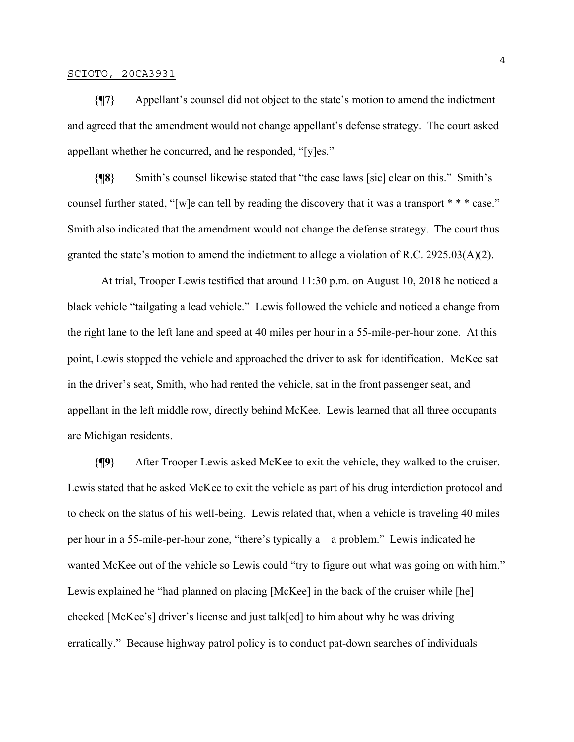**{¶7}** Appellant's counsel did not object to the state's motion to amend the indictment and agreed that the amendment would not change appellant's defense strategy. The court asked appellant whether he concurred, and he responded, "[y]es."

**{¶8}** Smith's counsel likewise stated that "the case laws [sic] clear on this." Smith's counsel further stated, "[w]e can tell by reading the discovery that it was a transport * * * case." Smith also indicated that the amendment would not change the defense strategy. The court thus granted the state's motion to amend the indictment to allege a violation of R.C. 2925.03(A)(2).

At trial, Trooper Lewis testified that around 11:30 p.m. on August 10, 2018 he noticed a black vehicle "tailgating a lead vehicle." Lewis followed the vehicle and noticed a change from the right lane to the left lane and speed at 40 miles per hour in a 55-mile-per-hour zone. At this point, Lewis stopped the vehicle and approached the driver to ask for identification. McKee sat in the driver's seat, Smith, who had rented the vehicle, sat in the front passenger seat, and appellant in the left middle row, directly behind McKee. Lewis learned that all three occupants are Michigan residents.

**{¶9}** After Trooper Lewis asked McKee to exit the vehicle, they walked to the cruiser. Lewis stated that he asked McKee to exit the vehicle as part of his drug interdiction protocol and to check on the status of his well-being. Lewis related that, when a vehicle is traveling 40 miles per hour in a 55-mile-per-hour zone, "there's typically a – a problem." Lewis indicated he wanted McKee out of the vehicle so Lewis could "try to figure out what was going on with him." Lewis explained he "had planned on placing [McKee] in the back of the cruiser while [he] checked [McKee's] driver's license and just talk[ed] to him about why he was driving erratically." Because highway patrol policy is to conduct pat-down searches of individuals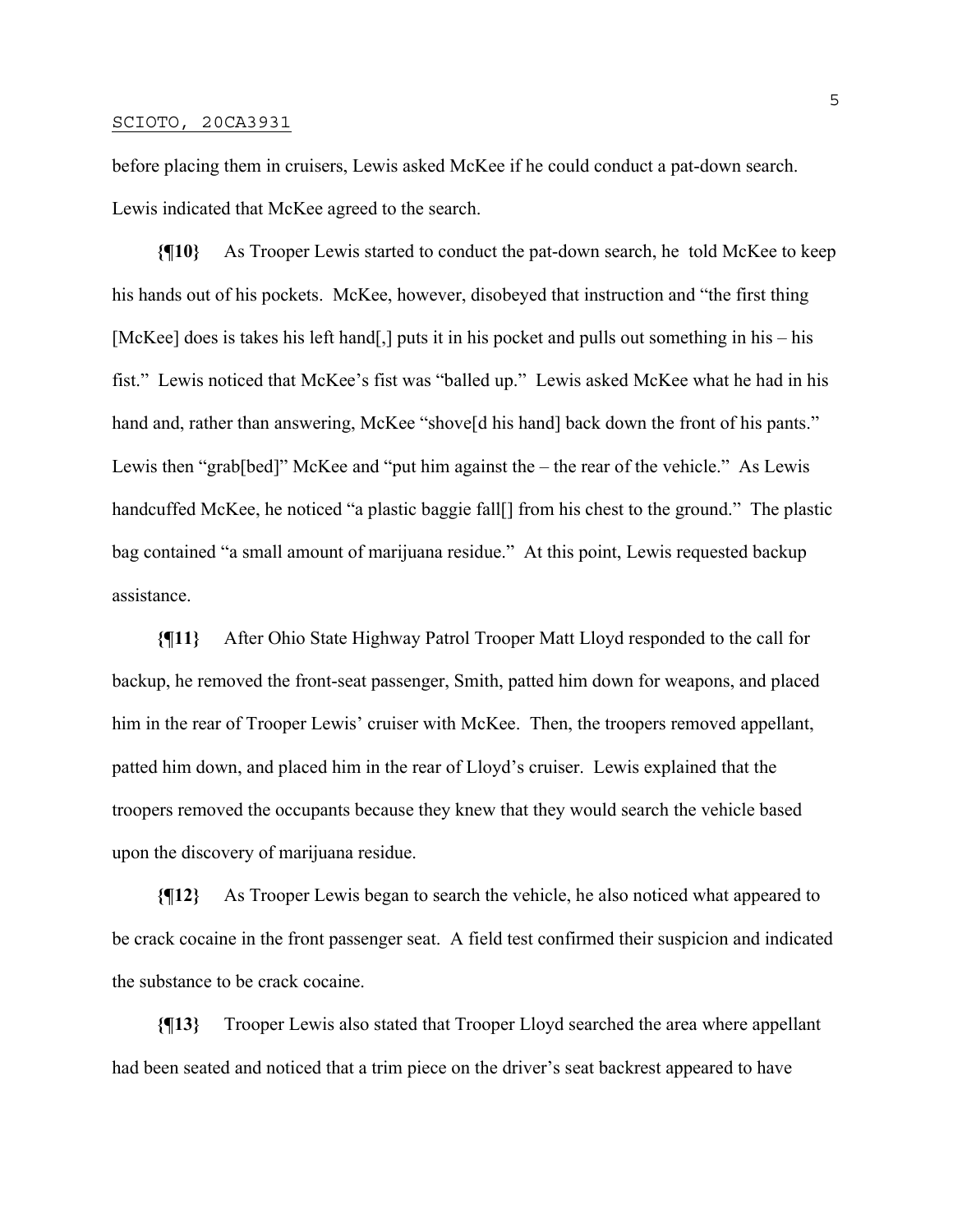before placing them in cruisers, Lewis asked McKee if he could conduct a pat-down search. Lewis indicated that McKee agreed to the search.

**{¶10}** As Trooper Lewis started to conduct the pat-down search, he told McKee to keep his hands out of his pockets. McKee, however, disobeyed that instruction and "the first thing [McKee] does is takes his left hand[,] puts it in his pocket and pulls out something in his – his fist." Lewis noticed that McKee's fist was "balled up." Lewis asked McKee what he had in his hand and, rather than answering, McKee "shove[d his hand] back down the front of his pants." Lewis then "grab[bed]" McKee and "put him against the – the rear of the vehicle." As Lewis handcuffed McKee, he noticed "a plastic baggie fall[] from his chest to the ground." The plastic bag contained "a small amount of marijuana residue." At this point, Lewis requested backup assistance.

**{¶11}** After Ohio State Highway Patrol Trooper Matt Lloyd responded to the call for backup, he removed the front-seat passenger, Smith, patted him down for weapons, and placed him in the rear of Trooper Lewis' cruiser with McKee. Then, the troopers removed appellant, patted him down, and placed him in the rear of Lloyd's cruiser. Lewis explained that the troopers removed the occupants because they knew that they would search the vehicle based upon the discovery of marijuana residue.

**{¶12}** As Trooper Lewis began to search the vehicle, he also noticed what appeared to be crack cocaine in the front passenger seat. A field test confirmed their suspicion and indicated the substance to be crack cocaine.

**{¶13}** Trooper Lewis also stated that Trooper Lloyd searched the area where appellant had been seated and noticed that a trim piece on the driver's seat backrest appeared to have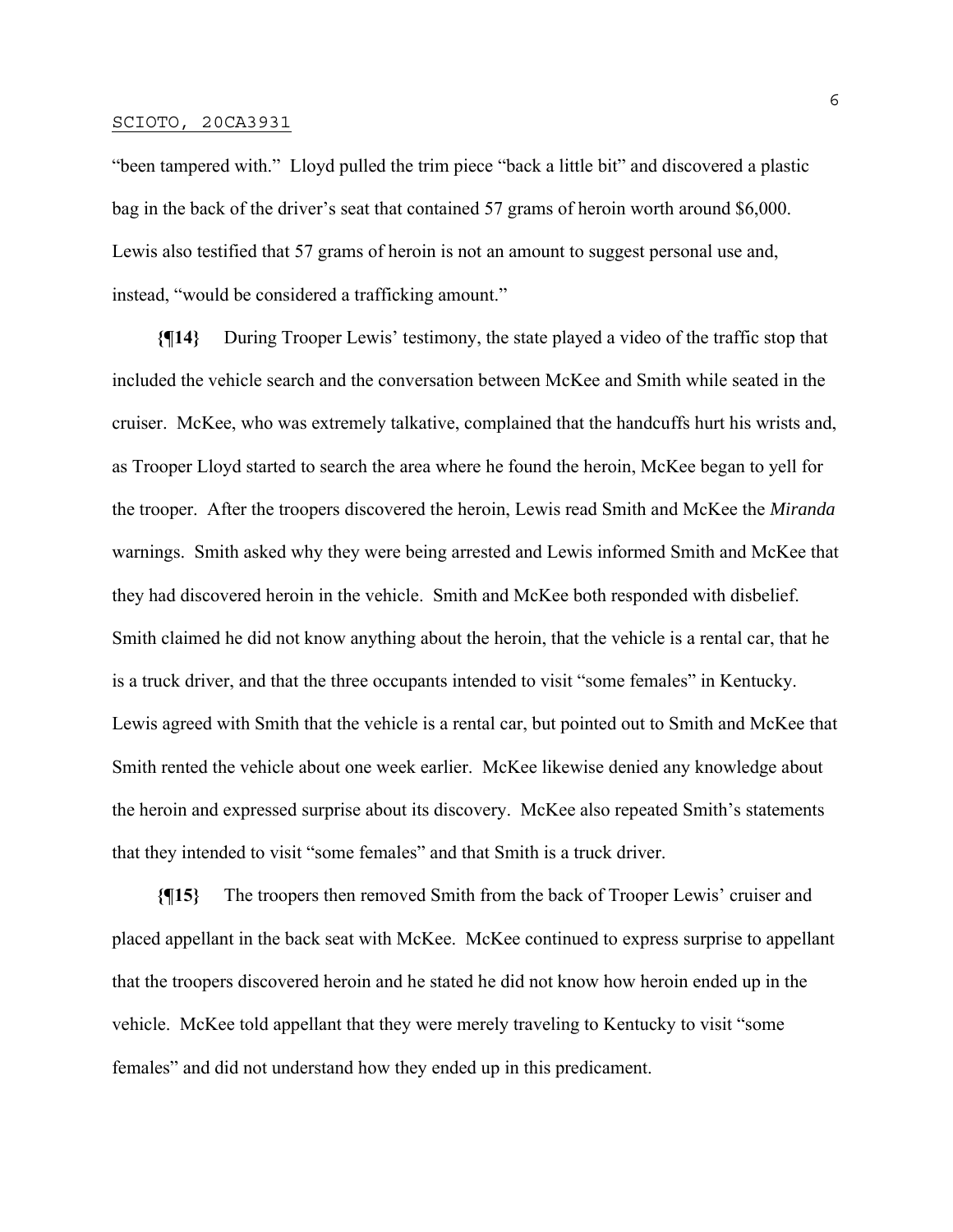"been tampered with." Lloyd pulled the trim piece "back a little bit" and discovered a plastic bag in the back of the driver's seat that contained 57 grams of heroin worth around $6,000. Lewis also testified that 57 grams of heroin is not an amount to suggest personal use and, instead, "would be considered a trafficking amount."

**{¶14}** During Trooper Lewis' testimony, the state played a video of the traffic stop that included the vehicle search and the conversation between McKee and Smith while seated in the cruiser. McKee, who was extremely talkative, complained that the handcuffs hurt his wrists and, as Trooper Lloyd started to search the area where he found the heroin, McKee began to yell for the trooper. After the troopers discovered the heroin, Lewis read Smith and McKee the *Miranda* warnings. Smith asked why they were being arrested and Lewis informed Smith and McKee that they had discovered heroin in the vehicle. Smith and McKee both responded with disbelief. Smith claimed he did not know anything about the heroin, that the vehicle is a rental car, that he is a truck driver, and that the three occupants intended to visit "some females" in Kentucky. Lewis agreed with Smith that the vehicle is a rental car, but pointed out to Smith and McKee that Smith rented the vehicle about one week earlier. McKee likewise denied any knowledge about the heroin and expressed surprise about its discovery. McKee also repeated Smith's statements that they intended to visit "some females" and that Smith is a truck driver.

**{¶15}** The troopers then removed Smith from the back of Trooper Lewis' cruiser and placed appellant in the back seat with McKee. McKee continued to express surprise to appellant that the troopers discovered heroin and he stated he did not know how heroin ended up in the vehicle. McKee told appellant that they were merely traveling to Kentucky to visit "some females" and did not understand how they ended up in this predicament.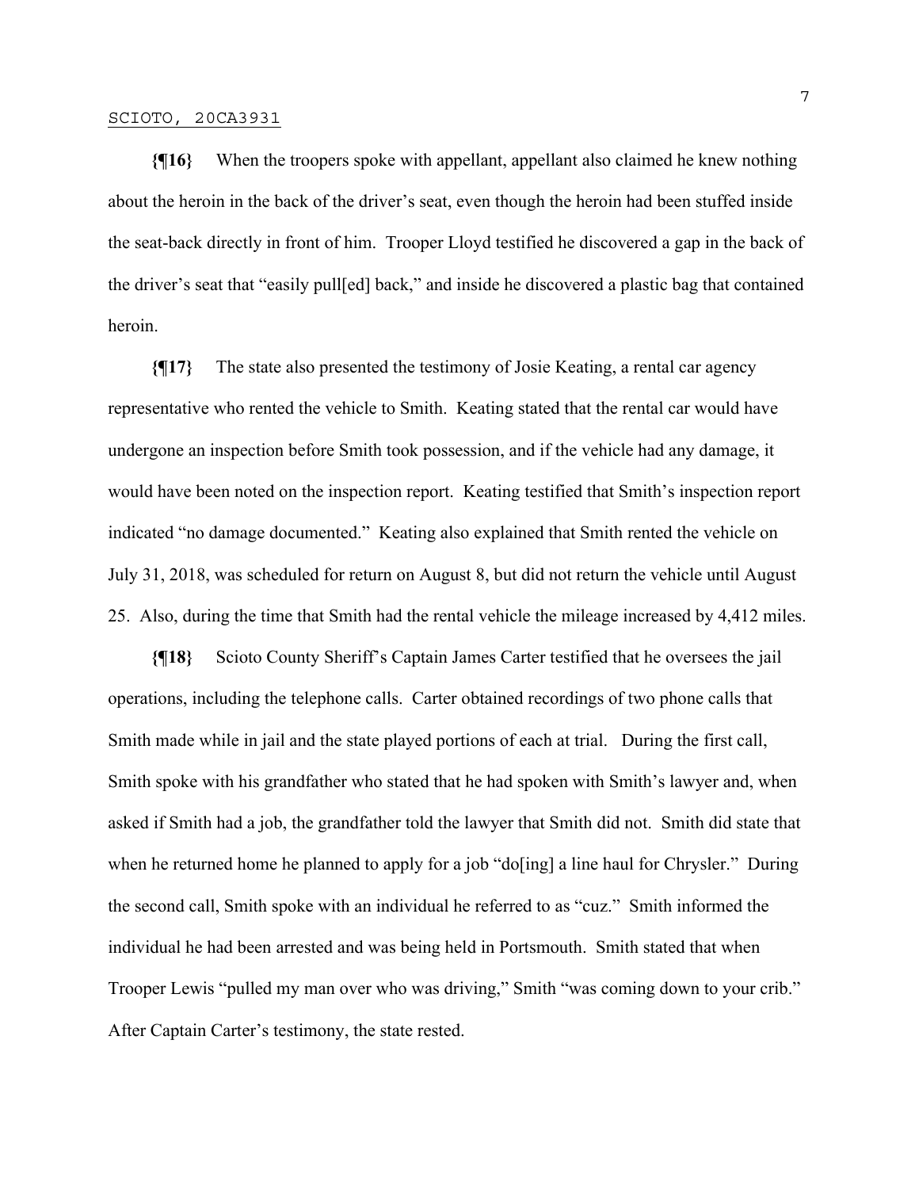**{¶16}** When the troopers spoke with appellant, appellant also claimed he knew nothing about the heroin in the back of the driver's seat, even though the heroin had been stuffed inside the seat-back directly in front of him. Trooper Lloyd testified he discovered a gap in the back of the driver's seat that "easily pull[ed] back," and inside he discovered a plastic bag that contained heroin.

**{¶17}** The state also presented the testimony of Josie Keating, a rental car agency representative who rented the vehicle to Smith. Keating stated that the rental car would have undergone an inspection before Smith took possession, and if the vehicle had any damage, it would have been noted on the inspection report. Keating testified that Smith's inspection report indicated "no damage documented." Keating also explained that Smith rented the vehicle on July 31, 2018, was scheduled for return on August 8, but did not return the vehicle until August 25. Also, during the time that Smith had the rental vehicle the mileage increased by 4,412 miles.

**{¶18}** Scioto County Sheriff's Captain James Carter testified that he oversees the jail operations, including the telephone calls. Carter obtained recordings of two phone calls that Smith made while in jail and the state played portions of each at trial. During the first call, Smith spoke with his grandfather who stated that he had spoken with Smith's lawyer and, when asked if Smith had a job, the grandfather told the lawyer that Smith did not. Smith did state that when he returned home he planned to apply for a job "do[ing] a line haul for Chrysler." During the second call, Smith spoke with an individual he referred to as "cuz." Smith informed the individual he had been arrested and was being held in Portsmouth. Smith stated that when Trooper Lewis "pulled my man over who was driving," Smith "was coming down to your crib." After Captain Carter's testimony, the state rested.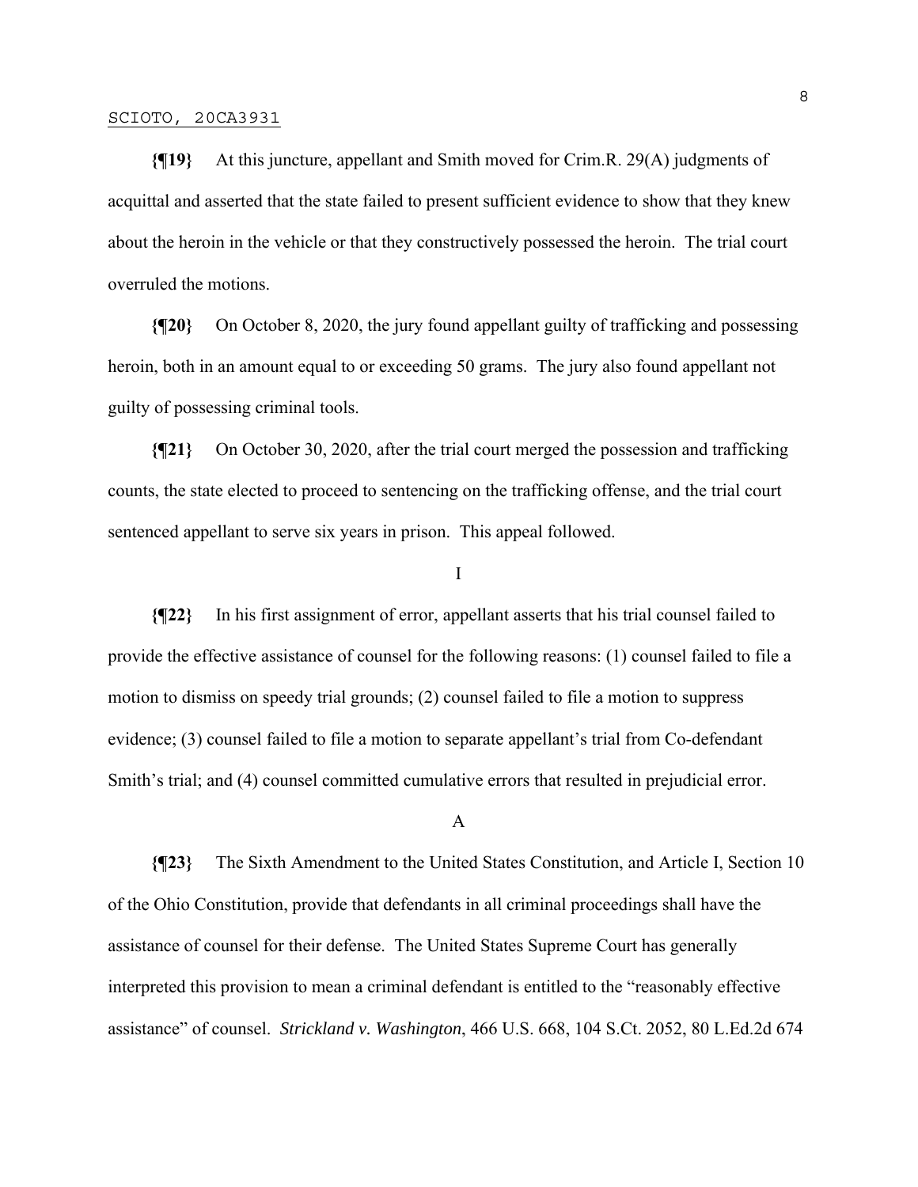**{¶19}** At this juncture, appellant and Smith moved for Crim.R. 29(A) judgments of acquittal and asserted that the state failed to present sufficient evidence to show that they knew about the heroin in the vehicle or that they constructively possessed the heroin. The trial court overruled the motions.

**{¶20}** On October 8, 2020, the jury found appellant guilty of trafficking and possessing heroin, both in an amount equal to or exceeding 50 grams. The jury also found appellant not guilty of possessing criminal tools.

**{¶21}** On October 30, 2020, after the trial court merged the possession and trafficking counts, the state elected to proceed to sentencing on the trafficking offense, and the trial court sentenced appellant to serve six years in prison. This appeal followed.

I

**{¶22}** In his first assignment of error, appellant asserts that his trial counsel failed to provide the effective assistance of counsel for the following reasons: (1) counsel failed to file a motion to dismiss on speedy trial grounds; (2) counsel failed to file a motion to suppress evidence; (3) counsel failed to file a motion to separate appellant's trial from Co-defendant Smith's trial; and (4) counsel committed cumulative errors that resulted in prejudicial error.

A

**{¶23}** The Sixth Amendment to the United States Constitution, and Article I, Section 10 of the Ohio Constitution, provide that defendants in all criminal proceedings shall have the assistance of counsel for their defense. The United States Supreme Court has generally interpreted this provision to mean a criminal defendant is entitled to the "reasonably effective assistance" of counsel. *Strickland v. Washington*, 466 U.S. 668, 104 S.Ct. 2052, 80 L.Ed.2d 674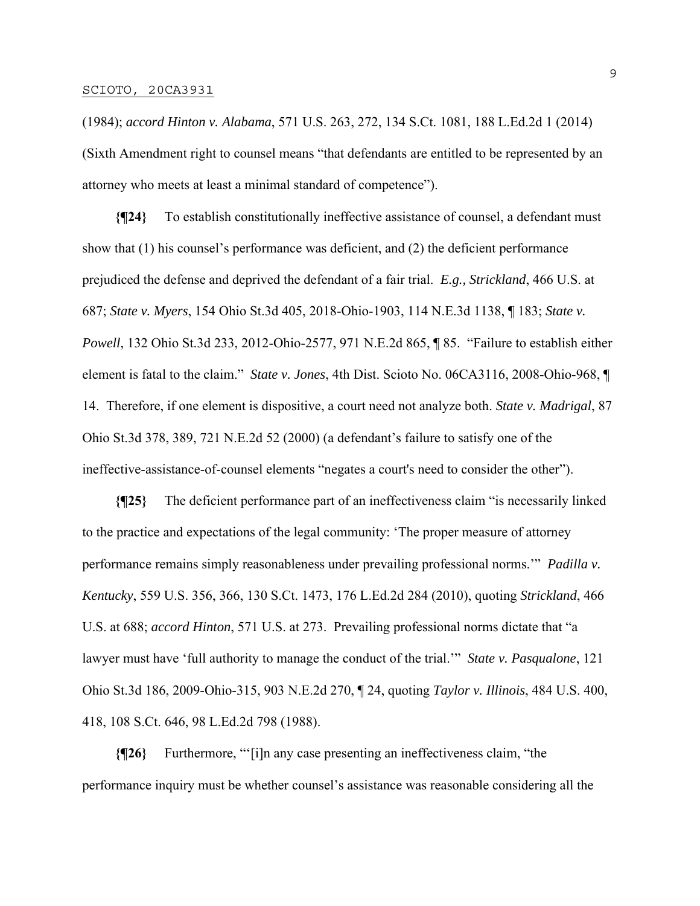(1984); *accord Hinton v. Alabama*, 571 U.S. 263, 272, 134 S.Ct. 1081, 188 L.Ed.2d 1 (2014) (Sixth Amendment right to counsel means "that defendants are entitled to be represented by an attorney who meets at least a minimal standard of competence").

**{¶24}** To establish constitutionally ineffective assistance of counsel, a defendant must show that (1) his counsel's performance was deficient, and (2) the deficient performance prejudiced the defense and deprived the defendant of a fair trial. *E.g., Strickland*, 466 U.S. at 687; *State v. Myers*, 154 Ohio St.3d 405, 2018-Ohio-1903, 114 N.E.3d 1138, ¶ 183; *State v. Powell*, 132 Ohio St.3d 233, 2012-Ohio-2577, 971 N.E.2d 865, ¶ 85. "Failure to establish either element is fatal to the claim." *State v. Jones*, 4th Dist. Scioto No. 06CA3116, 2008-Ohio-968, ¶ 14. Therefore, if one element is dispositive, a court need not analyze both. *State v. Madrigal*, 87 Ohio St.3d 378, 389, 721 N.E.2d 52 (2000) (a defendant's failure to satisfy one of the ineffective-assistance-of-counsel elements "negates a court's need to consider the other").

**{¶25}** The deficient performance part of an ineffectiveness claim "is necessarily linked to the practice and expectations of the legal community: 'The proper measure of attorney performance remains simply reasonableness under prevailing professional norms.'" *Padilla v. Kentucky*, 559 U.S. 356, 366, 130 S.Ct. 1473, 176 L.Ed.2d 284 (2010), quoting *Strickland*, 466 U.S. at 688; *accord Hinton*, 571 U.S. at 273. Prevailing professional norms dictate that "a lawyer must have 'full authority to manage the conduct of the trial.'" *State v. Pasqualone*, 121 Ohio St.3d 186, 2009-Ohio-315, 903 N.E.2d 270, ¶ 24, quoting *Taylor v. Illinois*, 484 U.S. 400, 418, 108 S.Ct. 646, 98 L.Ed.2d 798 (1988).

**{¶26}** Furthermore, "'[i]n any case presenting an ineffectiveness claim, "the performance inquiry must be whether counsel's assistance was reasonable considering all the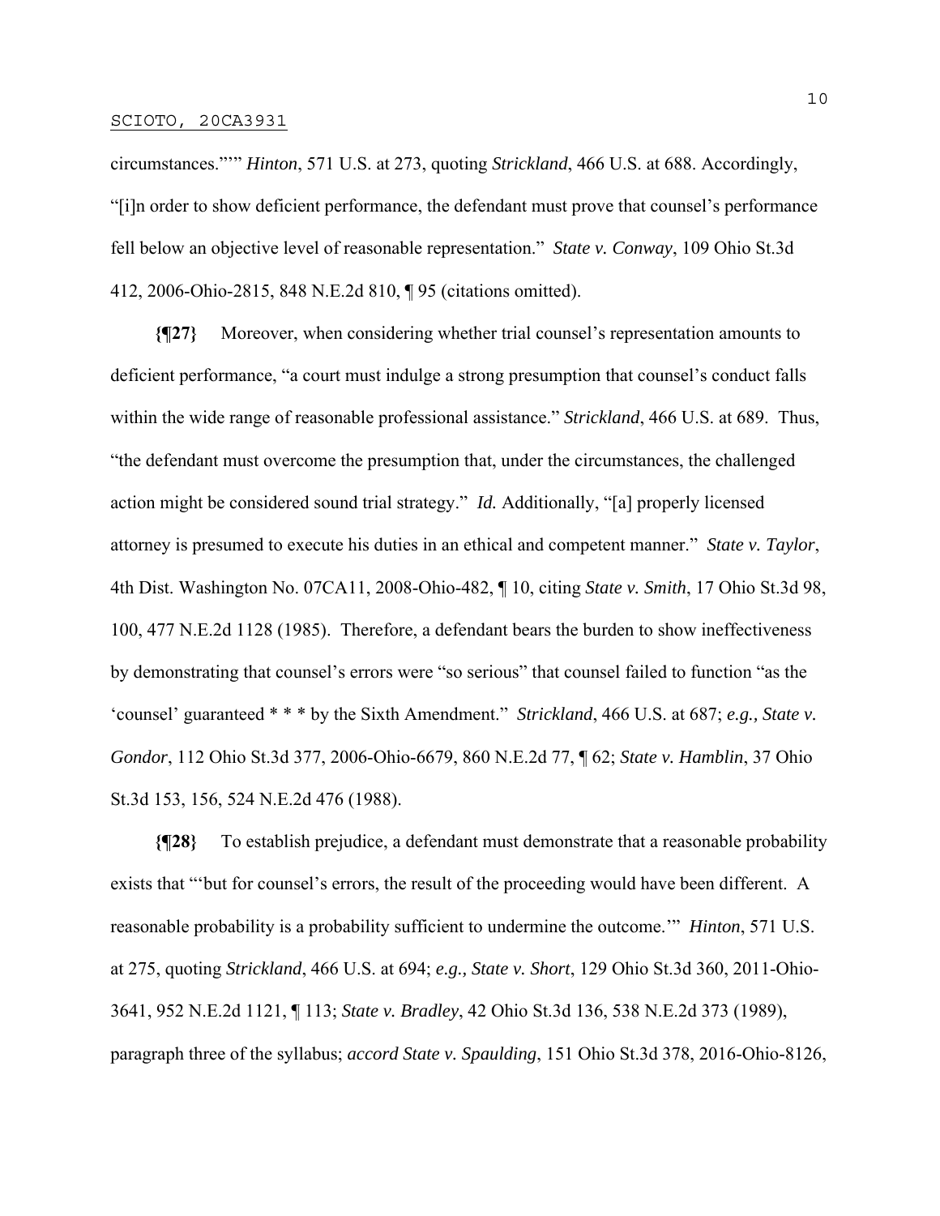circumstances.''"" *Hinton*, 571 U.S. at 273, quoting *Strickland*, 466 U.S. at 688. Accordingly, "[i]n order to show deficient performance, the defendant must prove that counsel's performance fell below an objective level of reasonable representation." *State v. Conway*, 109 Ohio St.3d 412, 2006-Ohio-2815, 848 N.E.2d 810, ¶ 95 (citations omitted).

**{¶27}** Moreover, when considering whether trial counsel's representation amounts to deficient performance, "a court must indulge a strong presumption that counsel's conduct falls within the wide range of reasonable professional assistance." *Strickland*, 466 U.S. at 689. Thus, "the defendant must overcome the presumption that, under the circumstances, the challenged action might be considered sound trial strategy." *Id.* Additionally, "[a] properly licensed attorney is presumed to execute his duties in an ethical and competent manner." *State v. Taylor*, 4th Dist. Washington No. 07CA11, 2008-Ohio-482, ¶ 10, citing *State v. Smith*, 17 Ohio St.3d 98, 100, 477 N.E.2d 1128 (1985). Therefore, a defendant bears the burden to show ineffectiveness by demonstrating that counsel's errors were "so serious" that counsel failed to function "as the 'counsel' guaranteed * * * by the Sixth Amendment." *Strickland*, 466 U.S. at 687; *e.g., State v. Gondor*, 112 Ohio St.3d 377, 2006-Ohio-6679, 860 N.E.2d 77, ¶ 62; *State v. Hamblin*, 37 Ohio St.3d 153, 156, 524 N.E.2d 476 (1988).

**{¶28}** To establish prejudice, a defendant must demonstrate that a reasonable probability exists that "'but for counsel's errors, the result of the proceeding would have been different. A reasonable probability is a probability sufficient to undermine the outcome.'" *Hinton*, 571 U.S. at 275, quoting *Strickland*, 466 U.S. at 694; *e.g., State v. Short*, 129 Ohio St.3d 360, 2011-Ohio-3641, 952 N.E.2d 1121, ¶ 113; *State v. Bradley*, 42 Ohio St.3d 136, 538 N.E.2d 373 (1989), paragraph three of the syllabus; *accord State v. Spaulding*, 151 Ohio St.3d 378, 2016-Ohio-8126,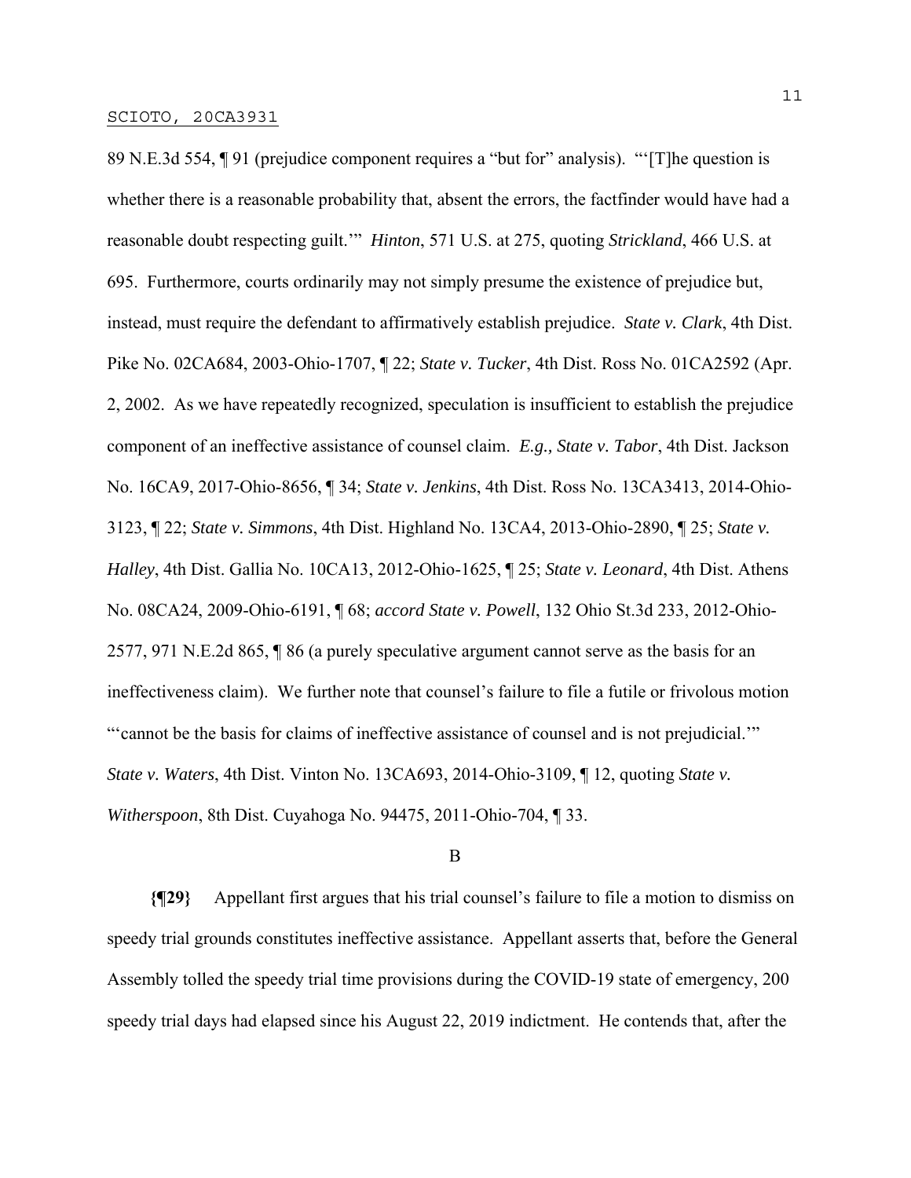89 N.E.3d 554, ¶ 91 (prejudice component requires a "but for" analysis). "'[T]he question is whether there is a reasonable probability that, absent the errors, the factfinder would have had a reasonable doubt respecting guilt.'" *Hinton*, 571 U.S. at 275, quoting *Strickland*, 466 U.S. at 695. Furthermore, courts ordinarily may not simply presume the existence of prejudice but, instead, must require the defendant to affirmatively establish prejudice. *State v. Clark*, 4th Dist. Pike No. 02CA684, 2003-Ohio-1707, ¶ 22; *State v. Tucker*, 4th Dist. Ross No. 01CA2592 (Apr. 2, 2002. As we have repeatedly recognized, speculation is insufficient to establish the prejudice component of an ineffective assistance of counsel claim. *E.g., State v. Tabor*, 4th Dist. Jackson No. 16CA9, 2017-Ohio-8656, ¶ 34; *State v. Jenkins*, 4th Dist. Ross No. 13CA3413, 2014-Ohio-3123, ¶ 22; *State v. Simmons*, 4th Dist. Highland No. 13CA4, 2013-Ohio-2890, ¶ 25; *State v. Halley*, 4th Dist. Gallia No. 10CA13, 2012-Ohio-1625, ¶ 25; *State v. Leonard*, 4th Dist. Athens No. 08CA24, 2009-Ohio-6191, ¶ 68; *accord State v. Powell*, 132 Ohio St.3d 233, 2012-Ohio-2577, 971 N.E.2d 865, ¶ 86 (a purely speculative argument cannot serve as the basis for an ineffectiveness claim). We further note that counsel's failure to file a futile or frivolous motion "'cannot be the basis for claims of ineffective assistance of counsel and is not prejudicial.'" *State v. Waters*, 4th Dist. Vinton No. 13CA693, 2014-Ohio-3109, ¶ 12, quoting *State v. Witherspoon*, 8th Dist. Cuyahoga No. 94475, 2011-Ohio-704, ¶ 33.

B

**{¶29}** Appellant first argues that his trial counsel's failure to file a motion to dismiss on speedy trial grounds constitutes ineffective assistance. Appellant asserts that, before the General Assembly tolled the speedy trial time provisions during the COVID-19 state of emergency, 200 speedy trial days had elapsed since his August 22, 2019 indictment. He contends that, after the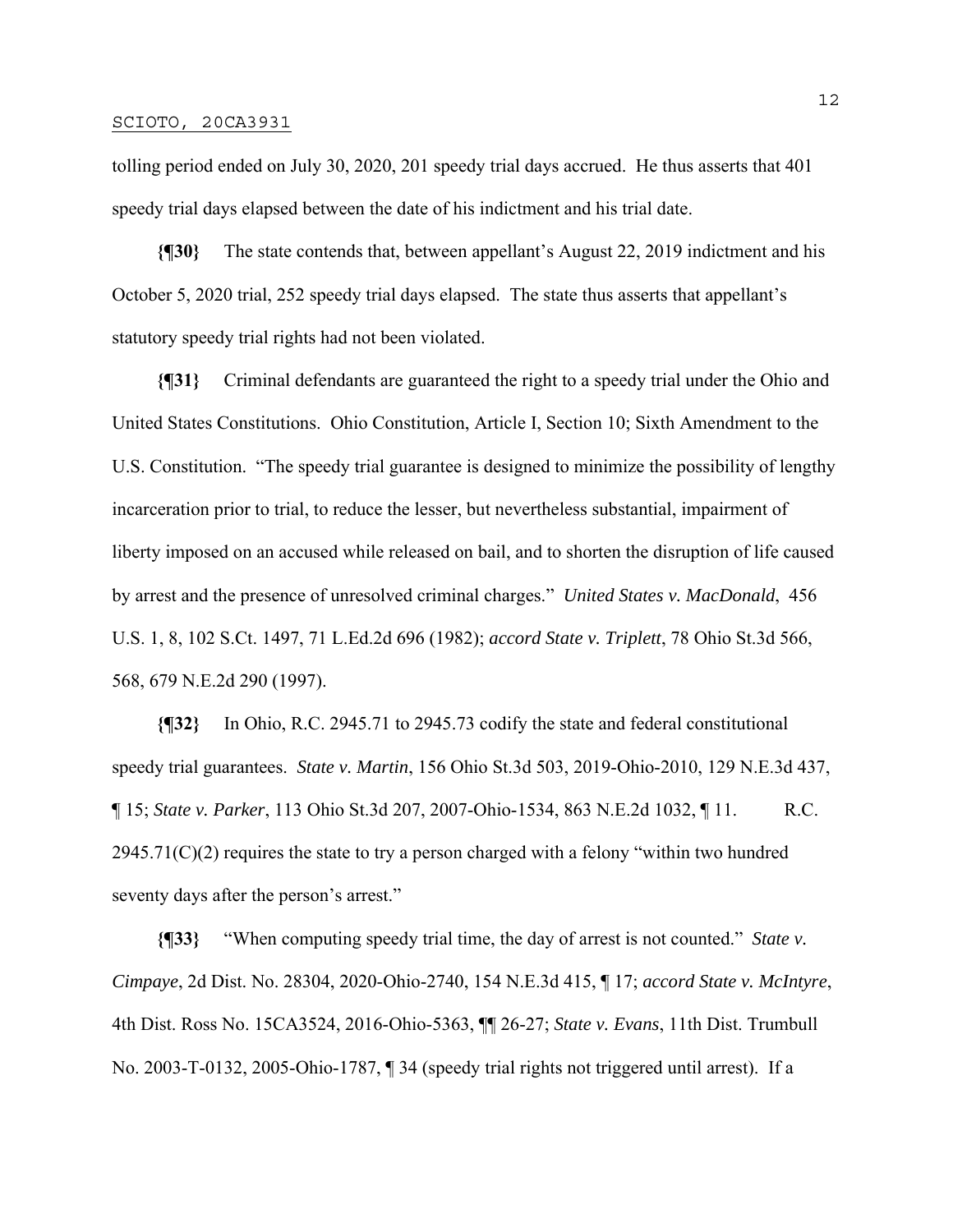tolling period ended on July 30, 2020, 201 speedy trial days accrued. He thus asserts that 401 speedy trial days elapsed between the date of his indictment and his trial date.

**{¶30}** The state contends that, between appellant's August 22, 2019 indictment and his October 5, 2020 trial, 252 speedy trial days elapsed. The state thus asserts that appellant's statutory speedy trial rights had not been violated.

**{¶31}** Criminal defendants are guaranteed the right to a speedy trial under the Ohio and United States Constitutions. Ohio Constitution, Article I, Section 10; Sixth Amendment to the U.S. Constitution. "The speedy trial guarantee is designed to minimize the possibility of lengthy incarceration prior to trial, to reduce the lesser, but nevertheless substantial, impairment of liberty imposed on an accused while released on bail, and to shorten the disruption of life caused by arrest and the presence of unresolved criminal charges." *United States v. MacDonald*, 456 U.S. 1, 8, 102 S.Ct. 1497, 71 L.Ed.2d 696 (1982); *accord State v. Triplett*, 78 Ohio St.3d 566, 568, 679 N.E.2d 290 (1997).

**{¶32}** In Ohio, R.C. 2945.71 to 2945.73 codify the state and federal constitutional speedy trial guarantees. *State v. Martin*, 156 Ohio St.3d 503, 2019-Ohio-2010, 129 N.E.3d 437, ¶ 15; *State v. Parker*, 113 Ohio St.3d 207, 2007-Ohio-1534, 863 N.E.2d 1032, ¶ 11. R.C. 2945.71(C)(2) requires the state to try a person charged with a felony "within two hundred seventy days after the person's arrest."

**{¶33}** "When computing speedy trial time, the day of arrest is not counted." *State v. Cimpaye*, 2d Dist. No. 28304, 2020-Ohio-2740, 154 N.E.3d 415, ¶ 17; *accord State v. McIntyre*, 4th Dist. Ross No. 15CA3524, 2016-Ohio-5363, ¶¶ 26-27; *State v. Evans*, 11th Dist. Trumbull No. 2003-T-0132, 2005-Ohio-1787, ¶ 34 (speedy trial rights not triggered until arrest). If a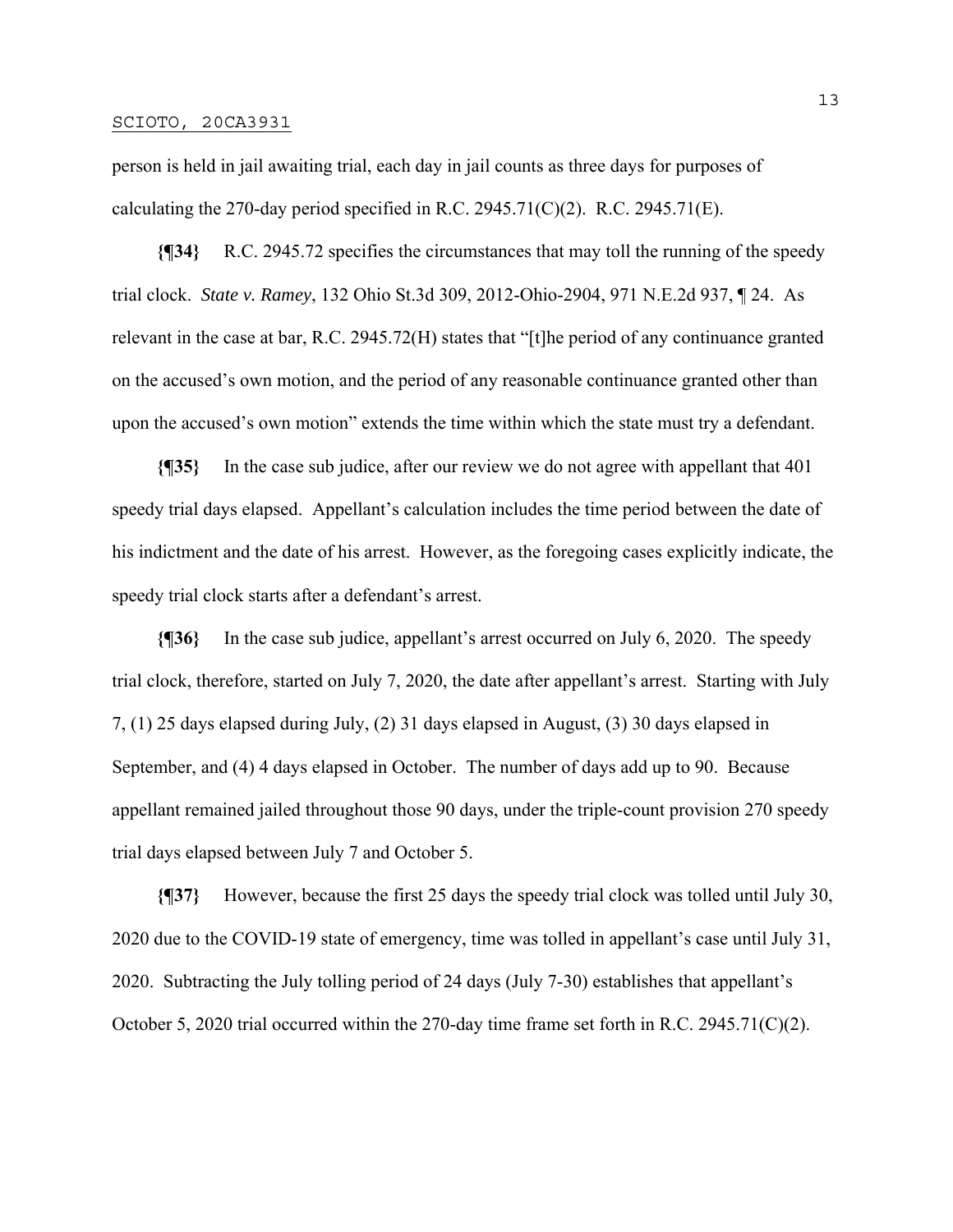person is held in jail awaiting trial, each day in jail counts as three days for purposes of calculating the 270-day period specified in R.C. 2945.71(C)(2). R.C. 2945.71(E).

**{¶34}** R.C. 2945.72 specifies the circumstances that may toll the running of the speedy trial clock. *State v. Ramey*, 132 Ohio St.3d 309, 2012-Ohio-2904, 971 N.E.2d 937, ¶ 24. As relevant in the case at bar, R.C. 2945.72(H) states that "[t]he period of any continuance granted on the accused's own motion, and the period of any reasonable continuance granted other than upon the accused's own motion" extends the time within which the state must try a defendant.

**{¶35}** In the case sub judice, after our review we do not agree with appellant that 401 speedy trial days elapsed. Appellant's calculation includes the time period between the date of his indictment and the date of his arrest. However, as the foregoing cases explicitly indicate, the speedy trial clock starts after a defendant's arrest.

**{¶36}** In the case sub judice, appellant's arrest occurred on July 6, 2020. The speedy trial clock, therefore, started on July 7, 2020, the date after appellant's arrest. Starting with July 7, (1) 25 days elapsed during July, (2) 31 days elapsed in August, (3) 30 days elapsed in September, and (4) 4 days elapsed in October. The number of days add up to 90. Because appellant remained jailed throughout those 90 days, under the triple-count provision 270 speedy trial days elapsed between July 7 and October 5.

**{¶37}** However, because the first 25 days the speedy trial clock was tolled until July 30, 2020 due to the COVID-19 state of emergency, time was tolled in appellant's case until July 31, 2020. Subtracting the July tolling period of 24 days (July 7-30) establishes that appellant's October 5, 2020 trial occurred within the 270-day time frame set forth in R.C. 2945.71(C)(2).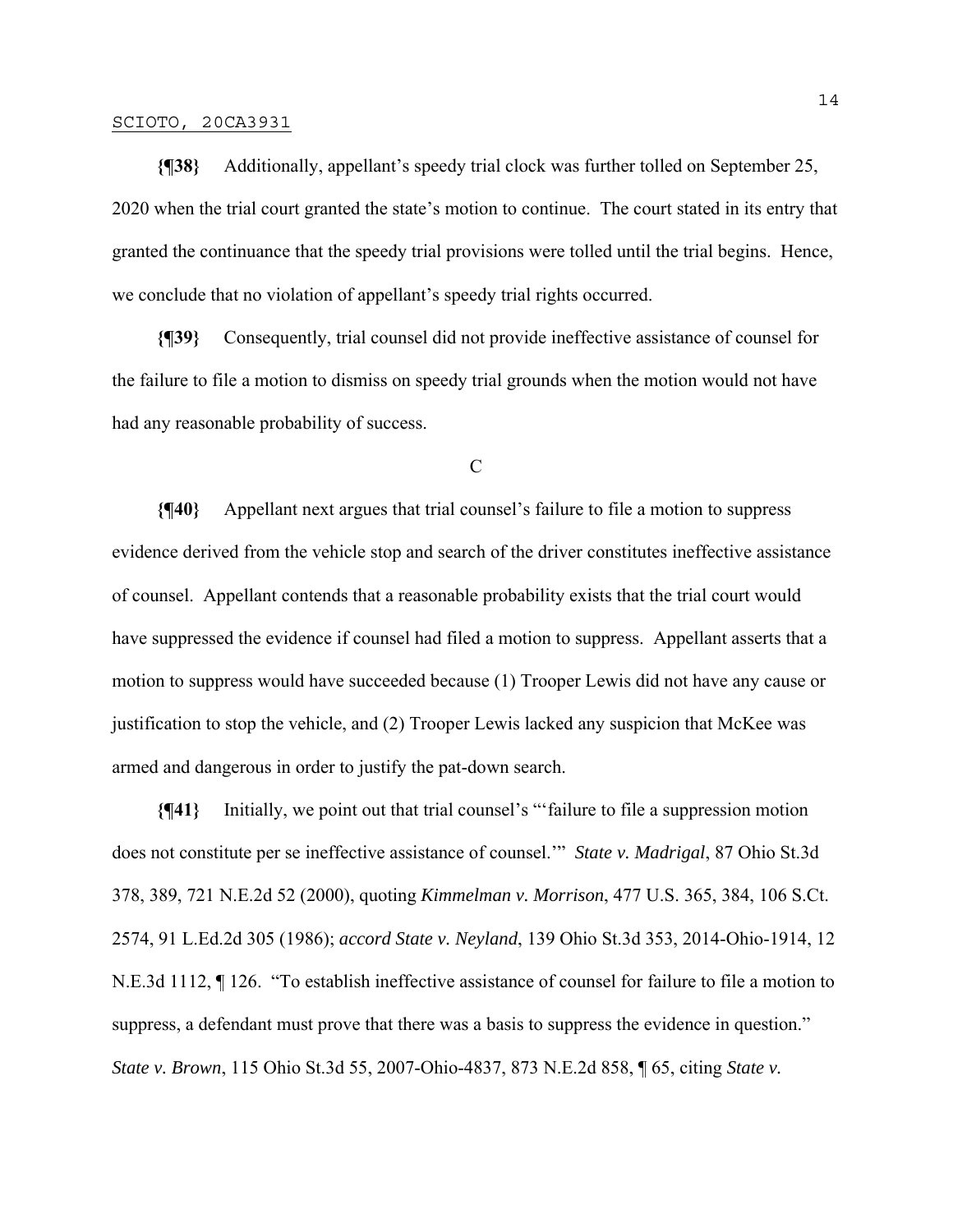**{¶38}** Additionally, appellant's speedy trial clock was further tolled on September 25, 2020 when the trial court granted the state's motion to continue. The court stated in its entry that granted the continuance that the speedy trial provisions were tolled until the trial begins. Hence, we conclude that no violation of appellant's speedy trial rights occurred.

**{¶39}** Consequently, trial counsel did not provide ineffective assistance of counsel for the failure to file a motion to dismiss on speedy trial grounds when the motion would not have had any reasonable probability of success.

C

**{¶40}** Appellant next argues that trial counsel's failure to file a motion to suppress evidence derived from the vehicle stop and search of the driver constitutes ineffective assistance of counsel. Appellant contends that a reasonable probability exists that the trial court would have suppressed the evidence if counsel had filed a motion to suppress. Appellant asserts that a motion to suppress would have succeeded because (1) Trooper Lewis did not have any cause or justification to stop the vehicle, and (2) Trooper Lewis lacked any suspicion that McKee was armed and dangerous in order to justify the pat-down search.

**{¶41}** Initially, we point out that trial counsel's "'failure to file a suppression motion does not constitute per se ineffective assistance of counsel.'" *State v. Madrigal*, 87 Ohio St.3d 378, 389, 721 N.E.2d 52 (2000), quoting *Kimmelman v. Morrison*, 477 U.S. 365, 384, 106 S.Ct. 2574, 91 L.Ed.2d 305 (1986); *accord State v. Neyland*, 139 Ohio St.3d 353, 2014-Ohio-1914, 12 N.E.3d 1112, ¶ 126. "To establish ineffective assistance of counsel for failure to file a motion to suppress, a defendant must prove that there was a basis to suppress the evidence in question." *State v. Brown*, 115 Ohio St.3d 55, 2007-Ohio-4837, 873 N.E.2d 858, ¶ 65, citing *State v.*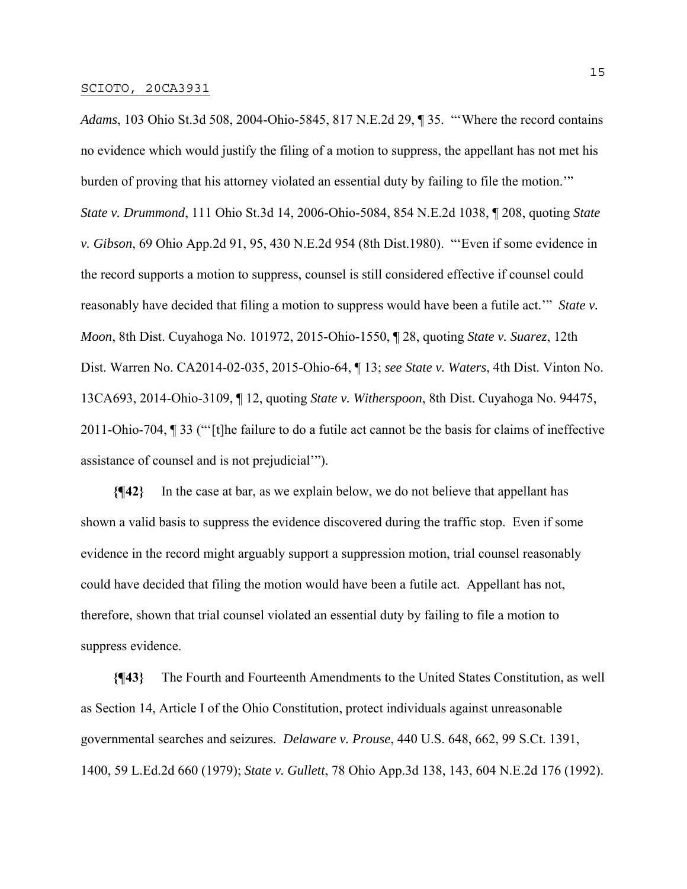*Adams*, 103 Ohio St.3d 508, 2004-Ohio-5845, 817 N.E.2d 29, ¶ 35. "'Where the record contains no evidence which would justify the filing of a motion to suppress, the appellant has not met his burden of proving that his attorney violated an essential duty by failing to file the motion.'" *State v. Drummond*, 111 Ohio St.3d 14, 2006-Ohio-5084, 854 N.E.2d 1038, ¶ 208, quoting *State v. Gibson*, 69 Ohio App.2d 91, 95, 430 N.E.2d 954 (8th Dist.1980). "'Even if some evidence in the record supports a motion to suppress, counsel is still considered effective if counsel could reasonably have decided that filing a motion to suppress would have been a futile act.'" *State v. Moon*, 8th Dist. Cuyahoga No. 101972, 2015-Ohio-1550, ¶ 28, quoting *State v. Suarez*, 12th Dist. Warren No. CA2014-02-035, 2015-Ohio-64, ¶ 13; *see State v. Waters*, 4th Dist. Vinton No. 13CA693, 2014-Ohio-3109, ¶ 12, quoting *State v. Witherspoon*, 8th Dist. Cuyahoga No. 94475, 2011-Ohio-704, ¶ 33 ("'[t]he failure to do a futile act cannot be the basis for claims of ineffective assistance of counsel and is not prejudicial'").

**{¶42}** In the case at bar, as we explain below, we do not believe that appellant has shown a valid basis to suppress the evidence discovered during the traffic stop. Even if some evidence in the record might arguably support a suppression motion, trial counsel reasonably could have decided that filing the motion would have been a futile act. Appellant has not, therefore, shown that trial counsel violated an essential duty by failing to file a motion to suppress evidence.

**{¶43}** The Fourth and Fourteenth Amendments to the United States Constitution, as well as Section 14, Article I of the Ohio Constitution, protect individuals against unreasonable governmental searches and seizures. *Delaware v. Prouse*, 440 U.S. 648, 662, 99 S.Ct. 1391, 1400, 59 L.Ed.2d 660 (1979); *State v. Gullett*, 78 Ohio App.3d 138, 143, 604 N.E.2d 176 (1992).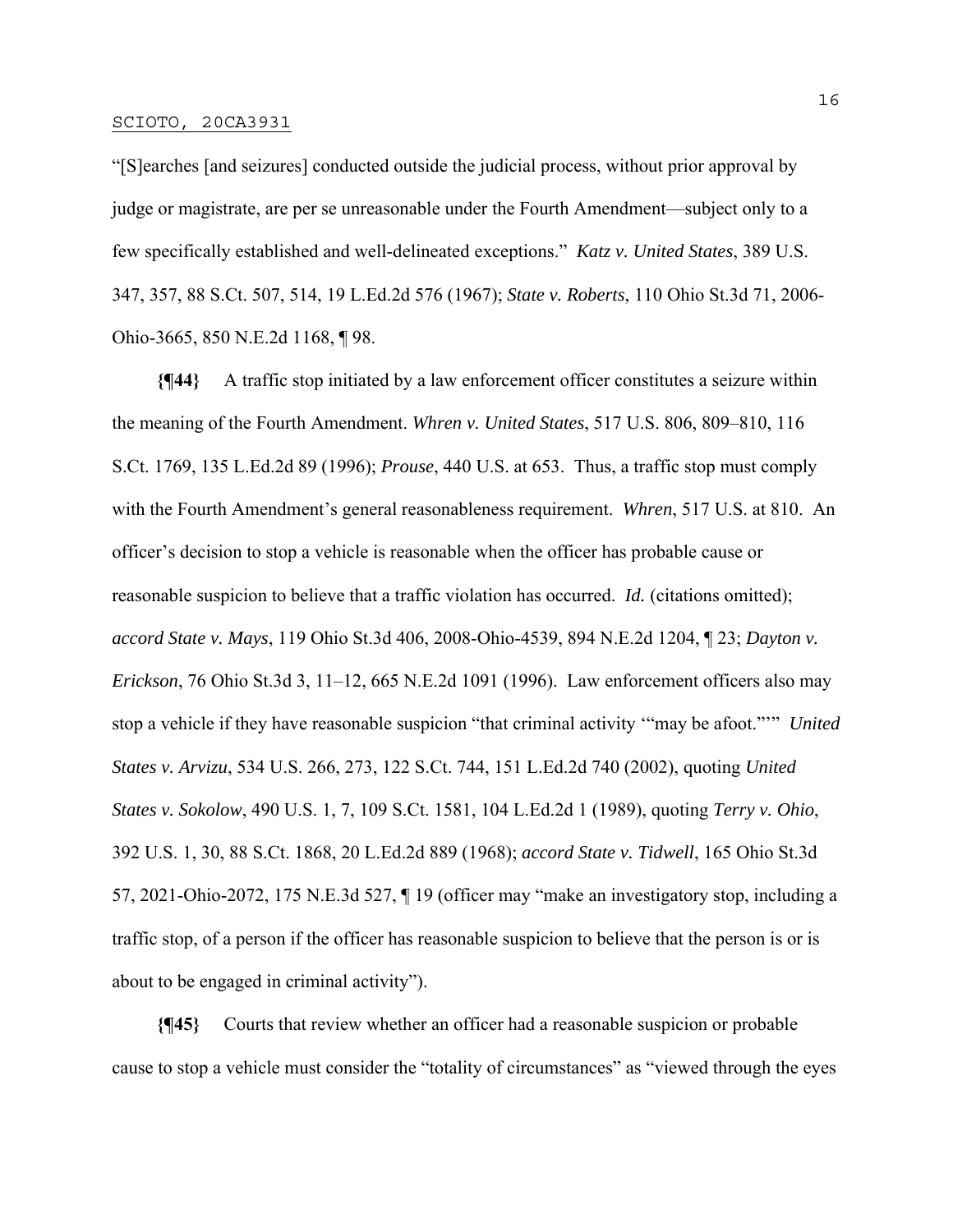"[S]earches [and seizures] conducted outside the judicial process, without prior approval by judge or magistrate, are per se unreasonable under the Fourth Amendment—subject only to a few specifically established and well-delineated exceptions." *Katz v. United States*, 389 U.S. 347, 357, 88 S.Ct. 507, 514, 19 L.Ed.2d 576 (1967); *State v. Roberts*, 110 Ohio St.3d 71, 2006-Ohio-3665, 850 N.E.2d 1168, ¶ 98.

**{¶44}** A traffic stop initiated by a law enforcement officer constitutes a seizure within the meaning of the Fourth Amendment. *Whren v. United States*, 517 U.S. 806, 809–810, 116 S.Ct. 1769, 135 L.Ed.2d 89 (1996); *Prouse*, 440 U.S. at 653. Thus, a traffic stop must comply with the Fourth Amendment's general reasonableness requirement. *Whren*, 517 U.S. at 810. An officer's decision to stop a vehicle is reasonable when the officer has probable cause or reasonable suspicion to believe that a traffic violation has occurred. *Id.* (citations omitted); *accord State v. Mays*, 119 Ohio St.3d 406, 2008-Ohio-4539, 894 N.E.2d 1204, ¶ 23; *Dayton v. Erickson*, 76 Ohio St.3d 3, 11–12, 665 N.E.2d 1091 (1996). Law enforcement officers also may stop a vehicle if they have reasonable suspicion "that criminal activity '"may be afoot."'" *United States v. Arvizu*, 534 U.S. 266, 273, 122 S.Ct. 744, 151 L.Ed.2d 740 (2002), quoting *United States v. Sokolow*, 490 U.S. 1, 7, 109 S.Ct. 1581, 104 L.Ed.2d 1 (1989), quoting *Terry v. Ohio*, 392 U.S. 1, 30, 88 S.Ct. 1868, 20 L.Ed.2d 889 (1968); *accord State v. Tidwell*, 165 Ohio St.3d 57, 2021-Ohio-2072, 175 N.E.3d 527, ¶ 19 (officer may "make an investigatory stop, including a traffic stop, of a person if the officer has reasonable suspicion to believe that the person is or is about to be engaged in criminal activity").

**{¶45}** Courts that review whether an officer had a reasonable suspicion or probable cause to stop a vehicle must consider the "totality of circumstances" as "viewed through the eyes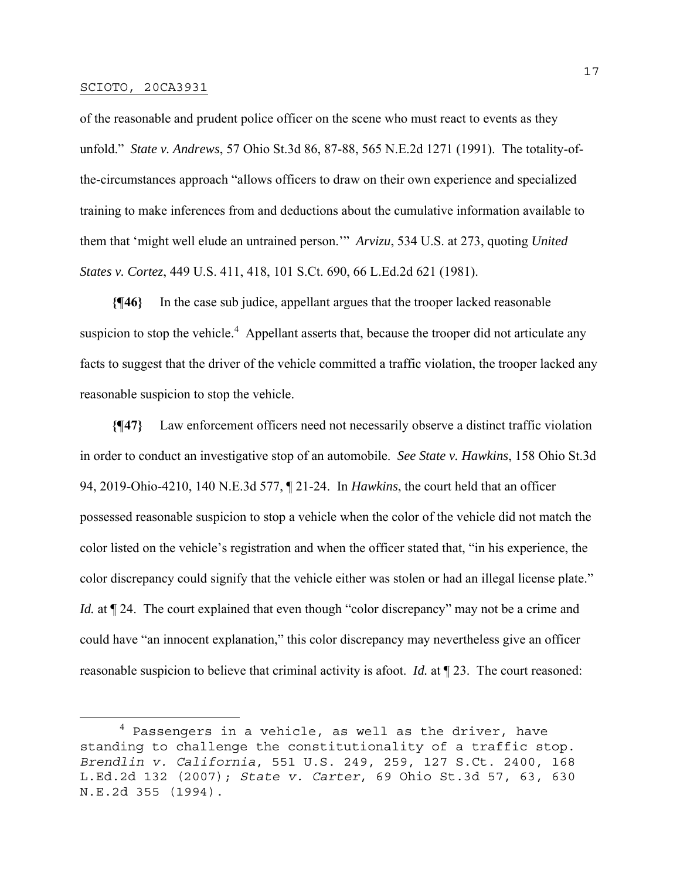of the reasonable and prudent police officer on the scene who must react to events as they unfold." *State v. Andrews*, 57 Ohio St.3d 86, 87-88, 565 N.E.2d 1271 (1991). The totality-of-the-circumstances approach "allows officers to draw on their own experience and specialized training to make inferences from and deductions about the cumulative information available to them that 'might well elude an untrained person.'" *Arvizu*, 534 U.S. at 273, quoting *United States v. Cortez*, 449 U.S. 411, 418, 101 S.Ct. 690, 66 L.Ed.2d 621 (1981).

**{¶46}** In the case sub judice, appellant argues that the trooper lacked reasonable suspicion to stop the vehicle.[4] Appellant asserts that, because the trooper did not articulate any facts to suggest that the driver of the vehicle committed a traffic violation, the trooper lacked any reasonable suspicion to stop the vehicle.

**{¶47}** Law enforcement officers need not necessarily observe a distinct traffic violation in order to conduct an investigative stop of an automobile. *See State v. Hawkins*, 158 Ohio St.3d 94, 2019-Ohio-4210, 140 N.E.3d 577, ¶ 21-24. In *Hawkins*, the court held that an officer possessed reasonable suspicion to stop a vehicle when the color of the vehicle did not match the color listed on the vehicle's registration and when the officer stated that, "in his experience, the color discrepancy could signify that the vehicle either was stolen or had an illegal license plate." *Id.* at ¶ 24. The court explained that even though "color discrepancy" may not be a crime and could have "an innocent explanation," this color discrepancy may nevertheless give an officer reasonable suspicion to believe that criminal activity is afoot. *Id.* at ¶ 23. The court reasoned:

---

[4] Passengers in a vehicle, as well as the driver, have standing to challenge the constitutionality of a traffic stop. *Brendlin v. California*, 551 U.S. 249, 259, 127 S.Ct. 2400, 168 L.Ed.2d 132 (2007); *State v. Carter*, 69 Ohio St.3d 57, 63, 630 N.E.2d 355 (1994).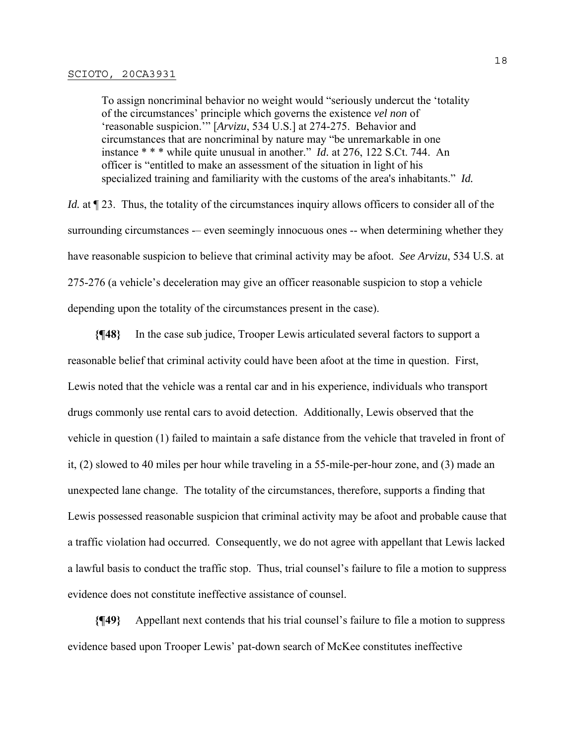> To assign noncriminal behavior no weight would "seriously undercut the 'totality of the circumstances' principle which governs the existence *vel non* of 'reasonable suspicion.'" [*Arvizu*, 534 U.S.] at 274-275. Behavior and circumstances that are noncriminal by nature may "be unremarkable in one instance * * * while quite unusual in another." *Id.* at 276, 122 S.Ct. 744. An officer is "entitled to make an assessment of the situation in light of his specialized training and familiarity with the customs of the area's inhabitants." *Id.*

*Id.* at ¶ 23. Thus, the totality of the circumstances inquiry allows officers to consider all of the surrounding circumstances -– even seemingly innocuous ones -- when determining whether they have reasonable suspicion to believe that criminal activity may be afoot. *See Arvizu*, 534 U.S. at 275-276 (a vehicle's deceleration may give an officer reasonable suspicion to stop a vehicle depending upon the totality of the circumstances present in the case).

**{¶48}** In the case sub judice, Trooper Lewis articulated several factors to support a reasonable belief that criminal activity could have been afoot at the time in question. First, Lewis noted that the vehicle was a rental car and in his experience, individuals who transport drugs commonly use rental cars to avoid detection. Additionally, Lewis observed that the vehicle in question (1) failed to maintain a safe distance from the vehicle that traveled in front of it, (2) slowed to 40 miles per hour while traveling in a 55-mile-per-hour zone, and (3) made an unexpected lane change. The totality of the circumstances, therefore, supports a finding that Lewis possessed reasonable suspicion that criminal activity may be afoot and probable cause that a traffic violation had occurred. Consequently, we do not agree with appellant that Lewis lacked a lawful basis to conduct the traffic stop. Thus, trial counsel's failure to file a motion to suppress evidence does not constitute ineffective assistance of counsel.

**{¶49}** Appellant next contends that his trial counsel's failure to file a motion to suppress evidence based upon Trooper Lewis' pat-down search of McKee constitutes ineffective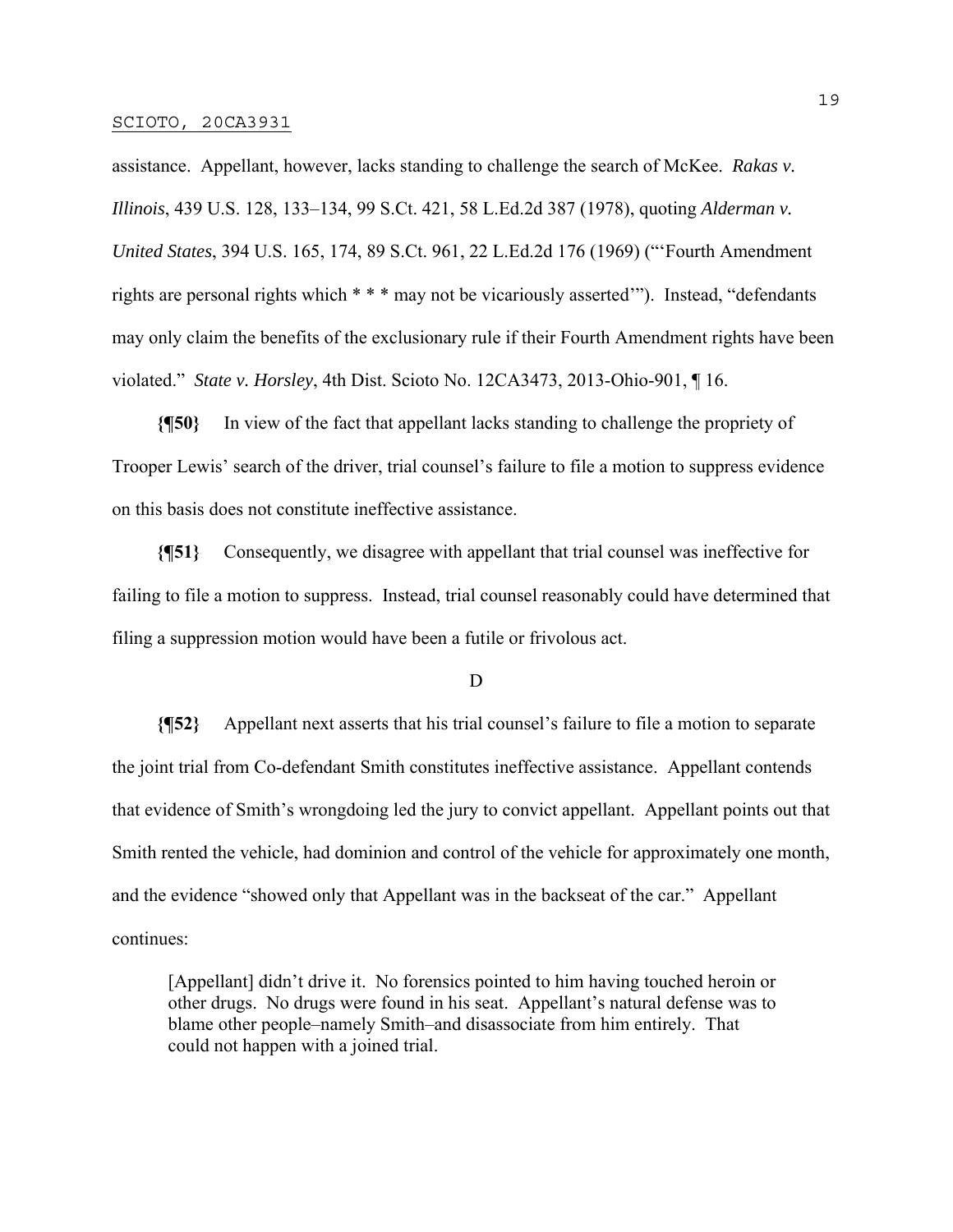assistance. Appellant, however, lacks standing to challenge the search of McKee. *Rakas v. Illinois*, 439 U.S. 128, 133–134, 99 S.Ct. 421, 58 L.Ed.2d 387 (1978), quoting *Alderman v. United States*, 394 U.S. 165, 174, 89 S.Ct. 961, 22 L.Ed.2d 176 (1969) ("'Fourth Amendment rights are personal rights which * * * may not be vicariously asserted'"). Instead, "defendants may only claim the benefits of the exclusionary rule if their Fourth Amendment rights have been violated." *State v. Horsley*, 4th Dist. Scioto No. 12CA3473, 2013-Ohio-901, ¶ 16.

**{¶50}** In view of the fact that appellant lacks standing to challenge the propriety of Trooper Lewis' search of the driver, trial counsel's failure to file a motion to suppress evidence on this basis does not constitute ineffective assistance.

**{¶51}** Consequently, we disagree with appellant that trial counsel was ineffective for failing to file a motion to suppress. Instead, trial counsel reasonably could have determined that filing a suppression motion would have been a futile or frivolous act.

D

**{¶52}** Appellant next asserts that his trial counsel's failure to file a motion to separate the joint trial from Co-defendant Smith constitutes ineffective assistance. Appellant contends that evidence of Smith's wrongdoing led the jury to convict appellant. Appellant points out that Smith rented the vehicle, had dominion and control of the vehicle for approximately one month, and the evidence "showed only that Appellant was in the backseat of the car." Appellant continues:

> [Appellant] didn't drive it. No forensics pointed to him having touched heroin or other drugs. No drugs were found in his seat. Appellant's natural defense was to blame other people–namely Smith–and disassociate from him entirely. That could not happen with a joined trial.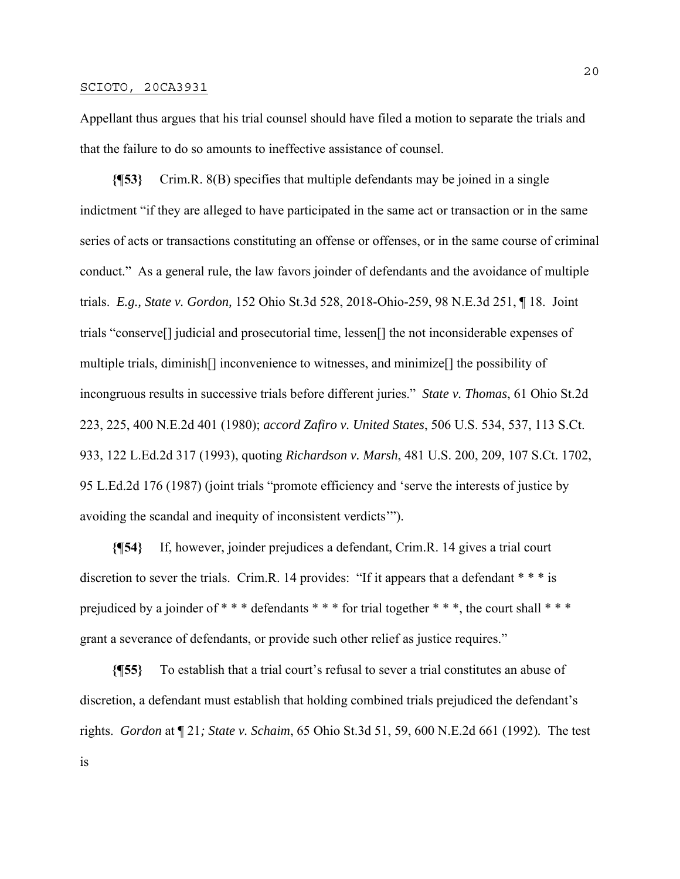Appellant thus argues that his trial counsel should have filed a motion to separate the trials and that the failure to do so amounts to ineffective assistance of counsel.

**{¶53}** Crim.R. 8(B) specifies that multiple defendants may be joined in a single indictment "if they are alleged to have participated in the same act or transaction or in the same series of acts or transactions constituting an offense or offenses, or in the same course of criminal conduct." As a general rule, the law favors joinder of defendants and the avoidance of multiple trials. *E.g., State v. Gordon,* 152 Ohio St.3d 528, 2018-Ohio-259, 98 N.E.3d 251, ¶ 18. Joint trials "conserve[] judicial and prosecutorial time, lessen[] the not inconsiderable expenses of multiple trials, diminish[] inconvenience to witnesses, and minimize[] the possibility of incongruous results in successive trials before different juries." *State v. Thomas*, 61 Ohio St.2d 223, 225, 400 N.E.2d 401 (1980); *accord Zafiro v. United States*, 506 U.S. 534, 537, 113 S.Ct. 933, 122 L.Ed.2d 317 (1993), quoting *Richardson v. Marsh*, 481 U.S. 200, 209, 107 S.Ct. 1702, 95 L.Ed.2d 176 (1987) (joint trials "promote efficiency and 'serve the interests of justice by avoiding the scandal and inequity of inconsistent verdicts'").

**{¶54}** If, however, joinder prejudices a defendant, Crim.R. 14 gives a trial court discretion to sever the trials. Crim.R. 14 provides: "If it appears that a defendant * * * is prejudiced by a joinder of * * * defendants * * * for trial together * * *, the court shall * * * grant a severance of defendants, or provide such other relief as justice requires."

**{¶55}** To establish that a trial court's refusal to sever a trial constitutes an abuse of discretion, a defendant must establish that holding combined trials prejudiced the defendant's rights. *Gordon* at ¶ 21*; State v. Schaim*, 65 Ohio St.3d 51, 59, 600 N.E.2d 661 (1992). The test is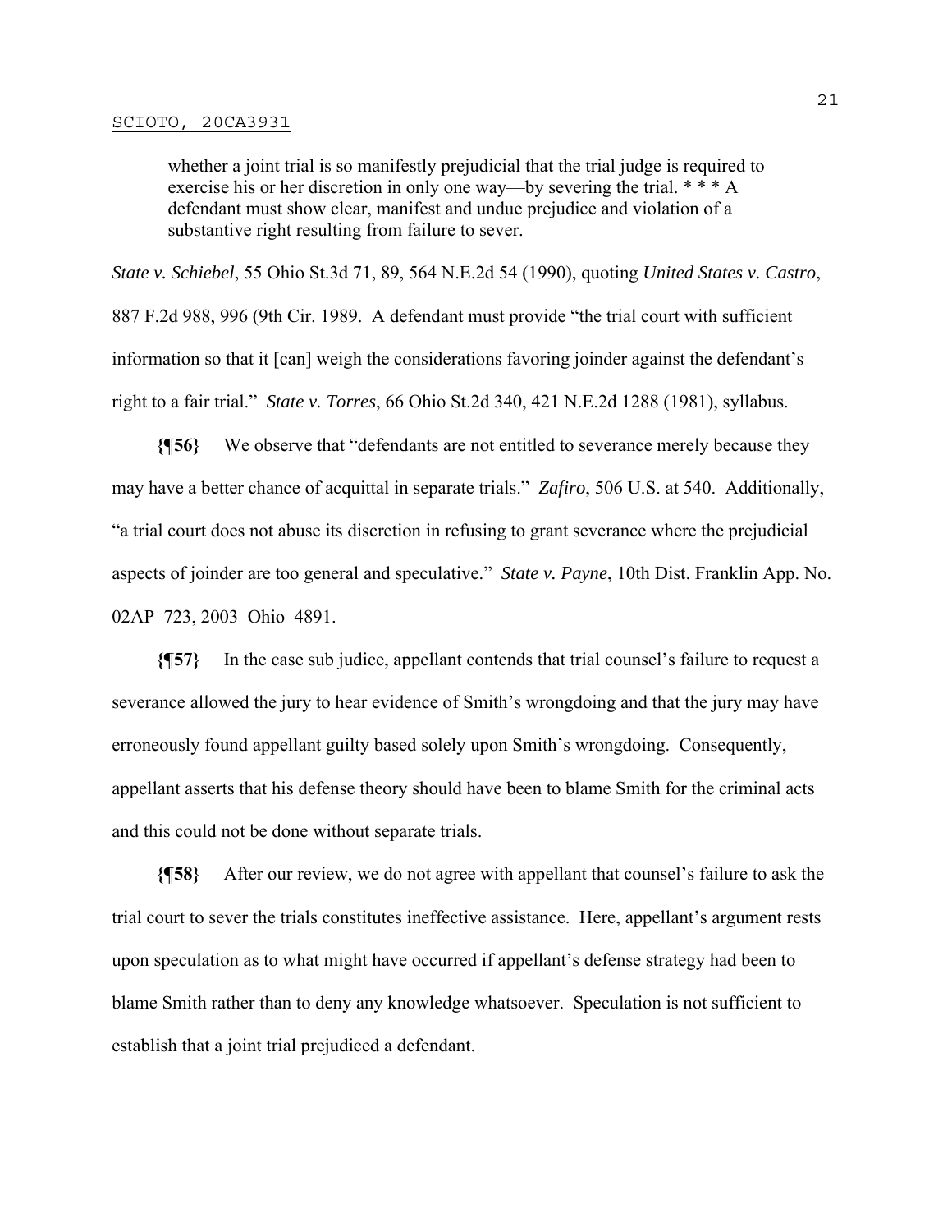> whether a joint trial is so manifestly prejudicial that the trial judge is required to exercise his or her discretion in only one way—by severing the trial. * * * A defendant must show clear, manifest and undue prejudice and violation of a substantive right resulting from failure to sever.

*State v. Schiebel*, 55 Ohio St.3d 71, 89, 564 N.E.2d 54 (1990), quoting *United States v. Castro*, 887 F.2d 988, 996 (9th Cir. 1989. A defendant must provide "the trial court with sufficient information so that it [can] weigh the considerations favoring joinder against the defendant's right to a fair trial." *State v. Torres*, 66 Ohio St.2d 340, 421 N.E.2d 1288 (1981), syllabus.

**{¶56}** We observe that "defendants are not entitled to severance merely because they may have a better chance of acquittal in separate trials." *Zafiro*, 506 U.S. at 540. Additionally, "a trial court does not abuse its discretion in refusing to grant severance where the prejudicial aspects of joinder are too general and speculative." *State v. Payne*, 10th Dist. Franklin App. No. 02AP–723, 2003–Ohio–4891.

**{¶57}** In the case sub judice, appellant contends that trial counsel's failure to request a severance allowed the jury to hear evidence of Smith's wrongdoing and that the jury may have erroneously found appellant guilty based solely upon Smith's wrongdoing. Consequently, appellant asserts that his defense theory should have been to blame Smith for the criminal acts and this could not be done without separate trials.

**{¶58}** After our review, we do not agree with appellant that counsel's failure to ask the trial court to sever the trials constitutes ineffective assistance. Here, appellant's argument rests upon speculation as to what might have occurred if appellant's defense strategy had been to blame Smith rather than to deny any knowledge whatsoever. Speculation is not sufficient to establish that a joint trial prejudiced a defendant.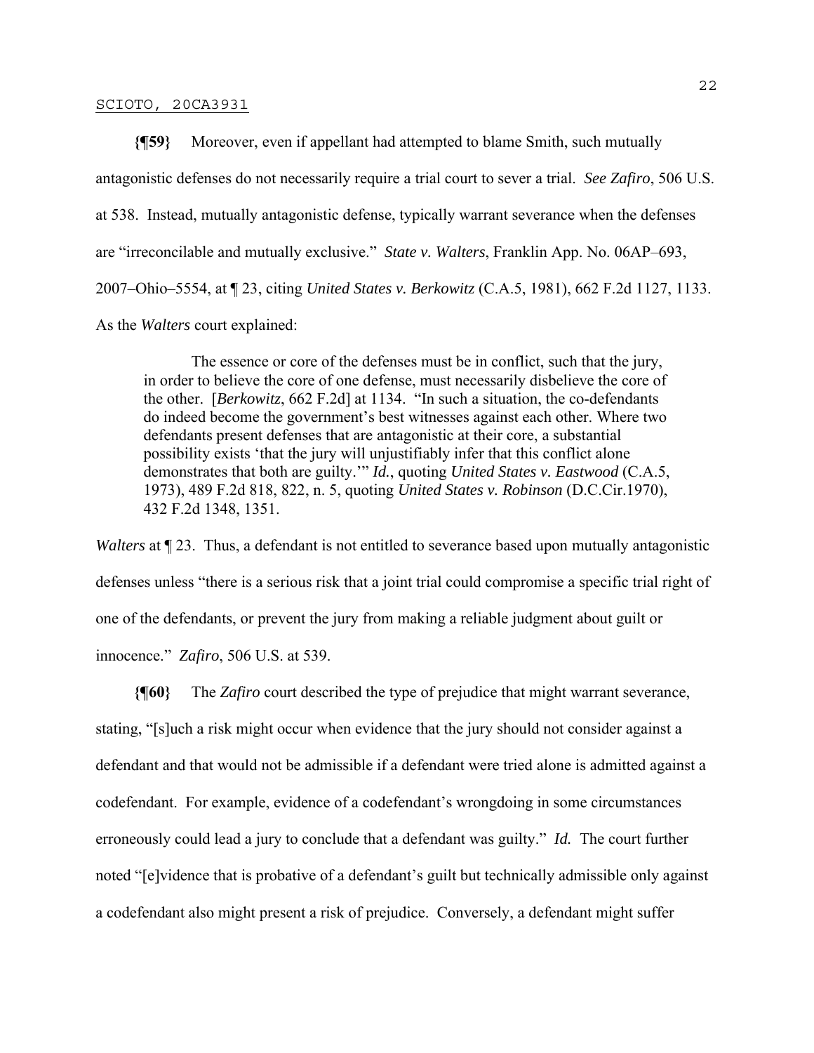**{¶59}** Moreover, even if appellant had attempted to blame Smith, such mutually antagonistic defenses do not necessarily require a trial court to sever a trial. *See Zafiro*, 506 U.S. at 538. Instead, mutually antagonistic defense, typically warrant severance when the defenses are "irreconcilable and mutually exclusive." *State v. Walters*, Franklin App. No. 06AP–693, 2007–Ohio–5554, at ¶ 23, citing *United States v. Berkowitz* (C.A.5, 1981), 662 F.2d 1127, 1133. As the *Walters* court explained:

> The essence or core of the defenses must be in conflict, such that the jury, in order to believe the core of one defense, must necessarily disbelieve the core of the other. [*Berkowitz*, 662 F.2d] at 1134. "In such a situation, the co-defendants do indeed become the government's best witnesses against each other. Where two defendants present defenses that are antagonistic at their core, a substantial possibility exists 'that the jury will unjustifiably infer that this conflict alone demonstrates that both are guilty.'" *Id.*, quoting *United States v. Eastwood* (C.A.5, 1973), 489 F.2d 818, 822, n. 5, quoting *United States v. Robinson* (D.C.Cir.1970), 432 F.2d 1348, 1351.

*Walters* at ¶ 23. Thus, a defendant is not entitled to severance based upon mutually antagonistic defenses unless "there is a serious risk that a joint trial could compromise a specific trial right of one of the defendants, or prevent the jury from making a reliable judgment about guilt or innocence." *Zafiro*, 506 U.S. at 539.

**{¶60}** The *Zafiro* court described the type of prejudice that might warrant severance, stating, "[s]uch a risk might occur when evidence that the jury should not consider against a defendant and that would not be admissible if a defendant were tried alone is admitted against a codefendant. For example, evidence of a codefendant's wrongdoing in some circumstances erroneously could lead a jury to conclude that a defendant was guilty." *Id.* The court further noted "[e]vidence that is probative of a defendant's guilt but technically admissible only against a codefendant also might present a risk of prejudice. Conversely, a defendant might suffer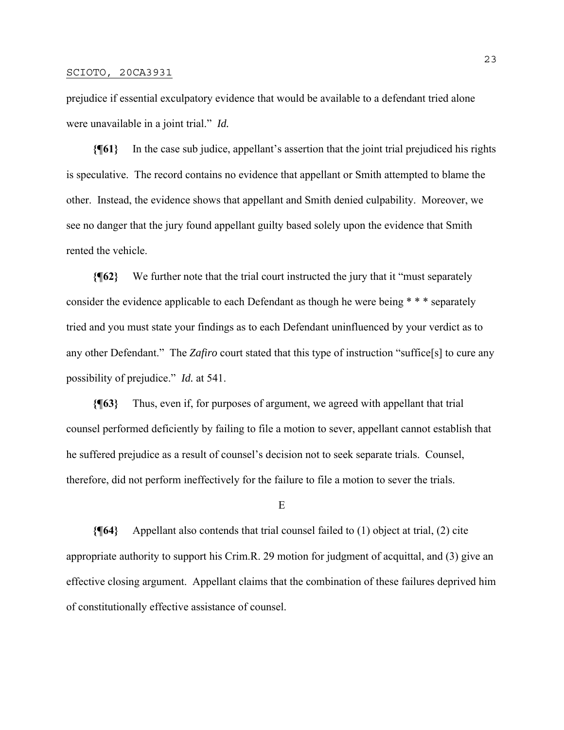prejudice if essential exculpatory evidence that would be available to a defendant tried alone were unavailable in a joint trial." *Id.*

**{¶61}** In the case sub judice, appellant's assertion that the joint trial prejudiced his rights is speculative. The record contains no evidence that appellant or Smith attempted to blame the other. Instead, the evidence shows that appellant and Smith denied culpability. Moreover, we see no danger that the jury found appellant guilty based solely upon the evidence that Smith rented the vehicle.

**{¶62}** We further note that the trial court instructed the jury that it "must separately consider the evidence applicable to each Defendant as though he were being * * * separately tried and you must state your findings as to each Defendant uninfluenced by your verdict as to any other Defendant." The *Zafiro* court stated that this type of instruction "suffice[s] to cure any possibility of prejudice." *Id.* at 541.

**{¶63}** Thus, even if, for purposes of argument, we agreed with appellant that trial counsel performed deficiently by failing to file a motion to sever, appellant cannot establish that he suffered prejudice as a result of counsel's decision not to seek separate trials. Counsel, therefore, did not perform ineffectively for the failure to file a motion to sever the trials.

E

**{¶64}** Appellant also contends that trial counsel failed to (1) object at trial, (2) cite appropriate authority to support his Crim.R. 29 motion for judgment of acquittal, and (3) give an effective closing argument. Appellant claims that the combination of these failures deprived him of constitutionally effective assistance of counsel.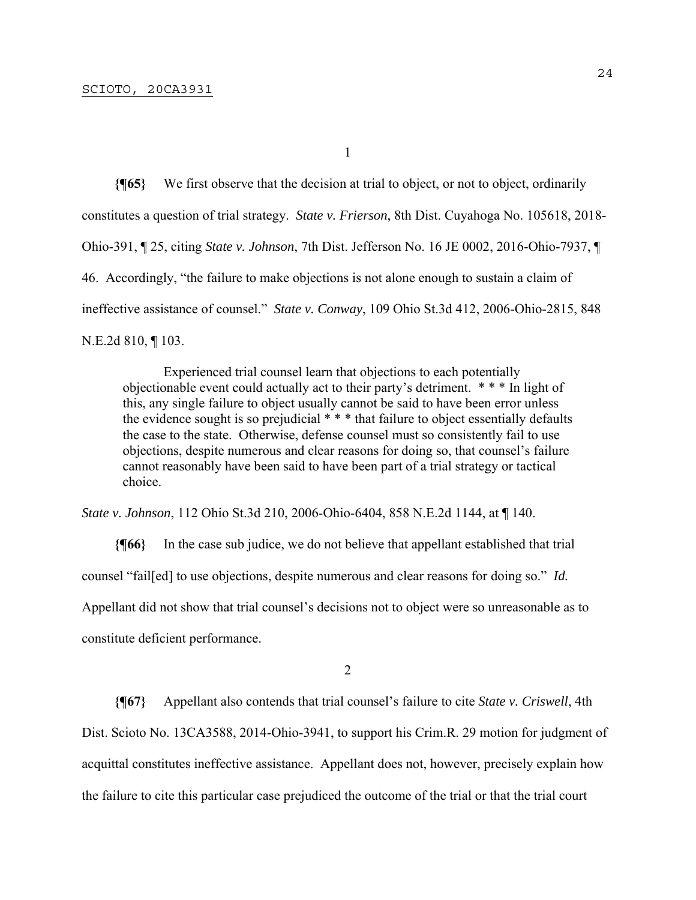1

**{¶65}** We first observe that the decision at trial to object, or not to object, ordinarily constitutes a question of trial strategy. *State v. Frierson*, 8th Dist. Cuyahoga No. 105618, 2018-Ohio-391, ¶ 25, citing *State v. Johnson*, 7th Dist. Jefferson No. 16 JE 0002, 2016-Ohio-7937, ¶ 46. Accordingly, "the failure to make objections is not alone enough to sustain a claim of ineffective assistance of counsel." *State v. Conway*, 109 Ohio St.3d 412, 2006-Ohio-2815, 848 N.E.2d 810, ¶ 103.

> Experienced trial counsel learn that objections to each potentially objectionable event could actually act to their party's detriment. * * * In light of this, any single failure to object usually cannot be said to have been error unless the evidence sought is so prejudicial * * * that failure to object essentially defaults the case to the state. Otherwise, defense counsel must so consistently fail to use objections, despite numerous and clear reasons for doing so, that counsel's failure cannot reasonably have been said to have been part of a trial strategy or tactical choice.

*State v. Johnson*, 112 Ohio St.3d 210, 2006-Ohio-6404, 858 N.E.2d 1144, at ¶ 140.

**{¶66}** In the case sub judice, we do not believe that appellant established that trial counsel "fail[ed] to use objections, despite numerous and clear reasons for doing so." *Id.* Appellant did not show that trial counsel's decisions not to object were so unreasonable as to constitute deficient performance.

2

**{¶67}** Appellant also contends that trial counsel's failure to cite *State v. Criswell*, 4th Dist. Scioto No. 13CA3588, 2014-Ohio-3941, to support his Crim.R. 29 motion for judgment of acquittal constitutes ineffective assistance. Appellant does not, however, precisely explain how the failure to cite this particular case prejudiced the outcome of the trial or that the trial court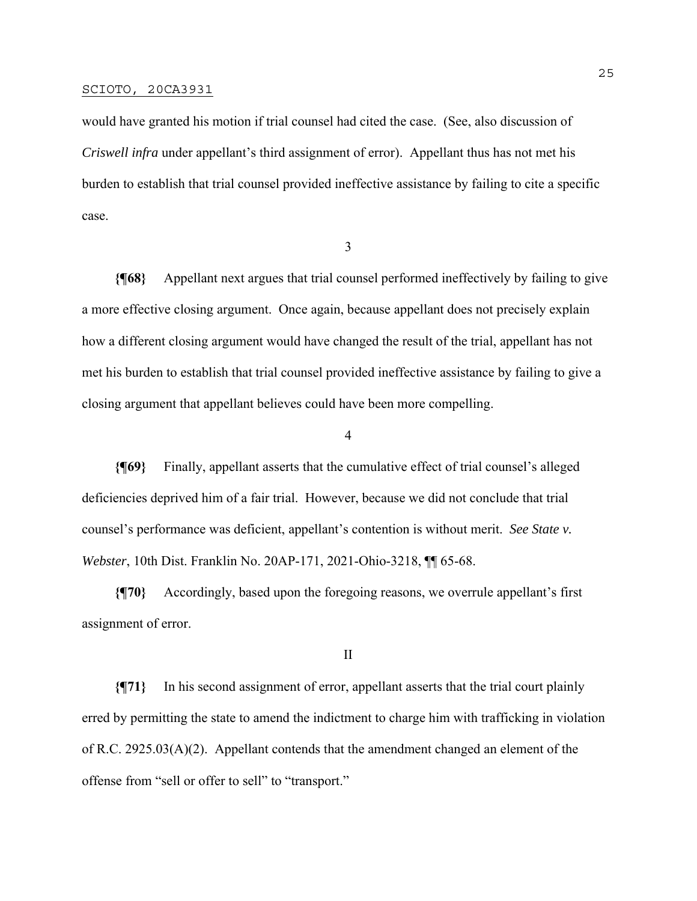would have granted his motion if trial counsel had cited the case. (See, also discussion of *Criswell infra* under appellant's third assignment of error). Appellant thus has not met his burden to establish that trial counsel provided ineffective assistance by failing to cite a specific case.

3

**{¶68}** Appellant next argues that trial counsel performed ineffectively by failing to give a more effective closing argument. Once again, because appellant does not precisely explain how a different closing argument would have changed the result of the trial, appellant has not met his burden to establish that trial counsel provided ineffective assistance by failing to give a closing argument that appellant believes could have been more compelling.

4

**{¶69}** Finally, appellant asserts that the cumulative effect of trial counsel's alleged deficiencies deprived him of a fair trial. However, because we did not conclude that trial counsel's performance was deficient, appellant's contention is without merit. *See State v. Webster*, 10th Dist. Franklin No. 20AP-171, 2021-Ohio-3218, ¶¶ 65-68.

**{¶70}** Accordingly, based upon the foregoing reasons, we overrule appellant's first assignment of error.

II

**{¶71}** In his second assignment of error, appellant asserts that the trial court plainly erred by permitting the state to amend the indictment to charge him with trafficking in violation of R.C. 2925.03(A)(2). Appellant contends that the amendment changed an element of the offense from "sell or offer to sell" to "transport."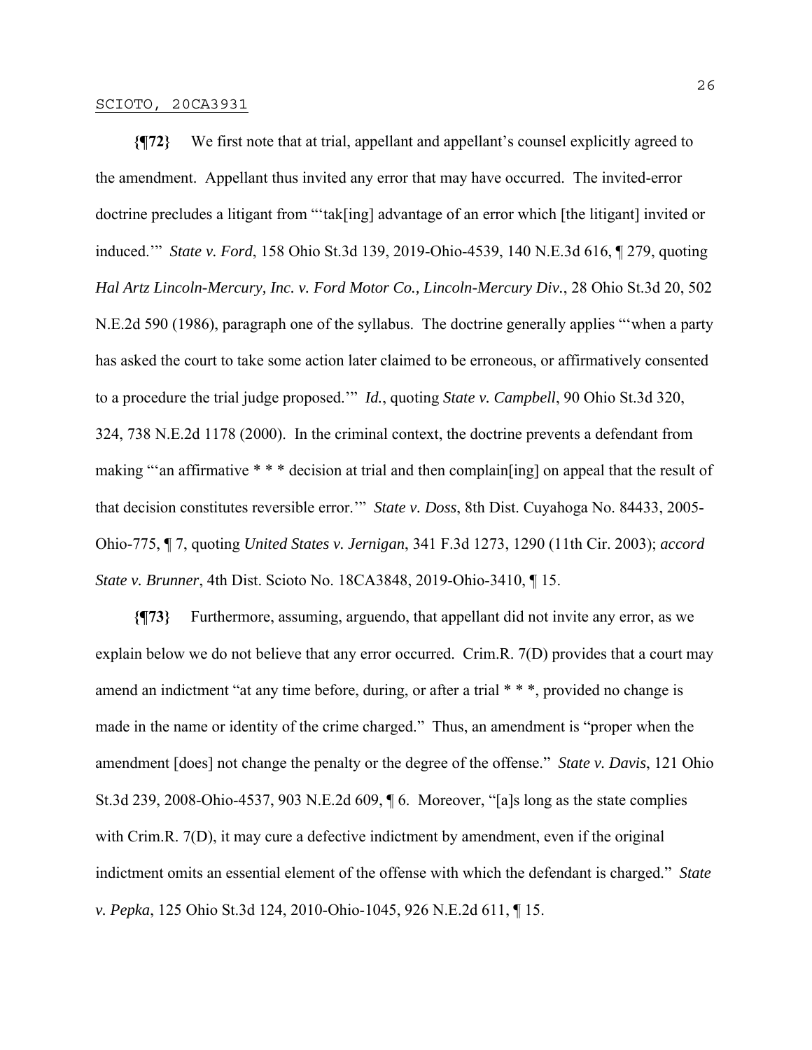**{¶72}** We first note that at trial, appellant and appellant's counsel explicitly agreed to the amendment. Appellant thus invited any error that may have occurred. The invited-error doctrine precludes a litigant from "'tak[ing] advantage of an error which [the litigant] invited or induced.'" *State v. Ford*, 158 Ohio St.3d 139, 2019-Ohio-4539, 140 N.E.3d 616, ¶ 279, quoting *Hal Artz Lincoln-Mercury, Inc. v. Ford Motor Co., Lincoln-Mercury Div.*, 28 Ohio St.3d 20, 502 N.E.2d 590 (1986), paragraph one of the syllabus. The doctrine generally applies "'when a party has asked the court to take some action later claimed to be erroneous, or affirmatively consented to a procedure the trial judge proposed.'" *Id.*, quoting *State v. Campbell*, 90 Ohio St.3d 320, 324, 738 N.E.2d 1178 (2000). In the criminal context, the doctrine prevents a defendant from making "'an affirmative * * * decision at trial and then complain[ing] on appeal that the result of that decision constitutes reversible error.'" *State v. Doss*, 8th Dist. Cuyahoga No. 84433, 2005-Ohio-775, ¶ 7, quoting *United States v. Jernigan*, 341 F.3d 1273, 1290 (11th Cir. 2003); *accord State v. Brunner*, 4th Dist. Scioto No. 18CA3848, 2019-Ohio-3410, ¶ 15.

**{¶73}** Furthermore, assuming, arguendo, that appellant did not invite any error, as we explain below we do not believe that any error occurred. Crim.R. 7(D) provides that a court may amend an indictment "at any time before, during, or after a trial * * *, provided no change is made in the name or identity of the crime charged." Thus, an amendment is "proper when the amendment [does] not change the penalty or the degree of the offense." *State v. Davis*, 121 Ohio St.3d 239, 2008-Ohio-4537, 903 N.E.2d 609, ¶ 6. Moreover, "[a]s long as the state complies with Crim.R. 7(D), it may cure a defective indictment by amendment, even if the original indictment omits an essential element of the offense with which the defendant is charged." *State v. Pepka*, 125 Ohio St.3d 124, 2010-Ohio-1045, 926 N.E.2d 611, ¶ 15.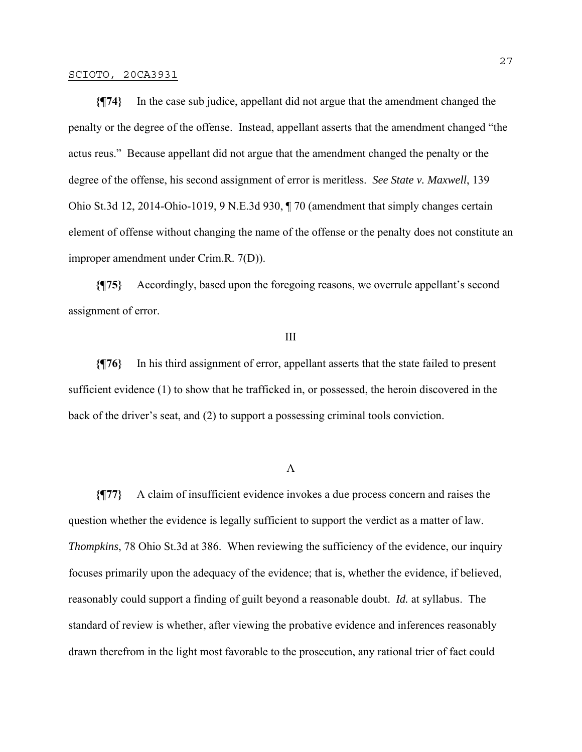**{¶74}** In the case sub judice, appellant did not argue that the amendment changed the penalty or the degree of the offense. Instead, appellant asserts that the amendment changed "the actus reus." Because appellant did not argue that the amendment changed the penalty or the degree of the offense, his second assignment of error is meritless. *See State v. Maxwell*, 139 Ohio St.3d 12, 2014-Ohio-1019, 9 N.E.3d 930, ¶ 70 (amendment that simply changes certain element of offense without changing the name of the offense or the penalty does not constitute an improper amendment under Crim.R. 7(D)).

**{¶75}** Accordingly, based upon the foregoing reasons, we overrule appellant's second assignment of error.

III

**{¶76}** In his third assignment of error, appellant asserts that the state failed to present sufficient evidence (1) to show that he trafficked in, or possessed, the heroin discovered in the back of the driver's seat, and (2) to support a possessing criminal tools conviction.

A

**{¶77}** A claim of insufficient evidence invokes a due process concern and raises the question whether the evidence is legally sufficient to support the verdict as a matter of law. *Thompkins*, 78 Ohio St.3d at 386. When reviewing the sufficiency of the evidence, our inquiry focuses primarily upon the adequacy of the evidence; that is, whether the evidence, if believed, reasonably could support a finding of guilt beyond a reasonable doubt. *Id.* at syllabus. The standard of review is whether, after viewing the probative evidence and inferences reasonably drawn therefrom in the light most favorable to the prosecution, any rational trier of fact could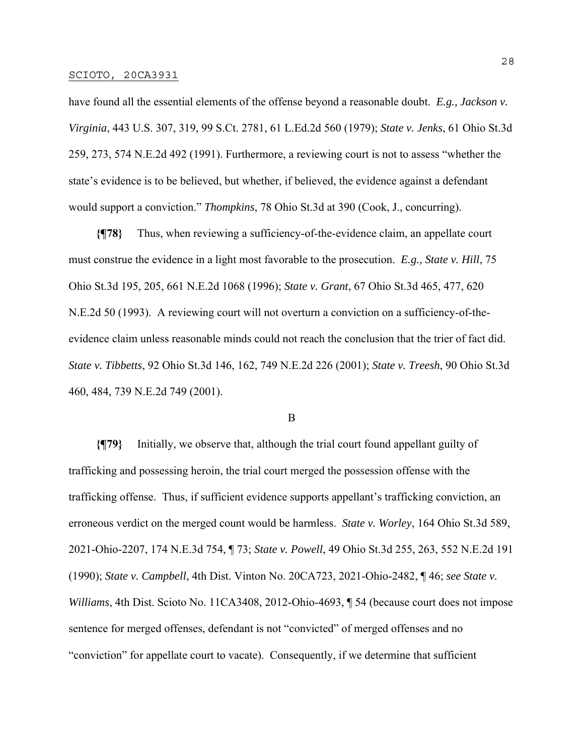have found all the essential elements of the offense beyond a reasonable doubt. *E.g., Jackson v. Virginia*, 443 U.S. 307, 319, 99 S.Ct. 2781, 61 L.Ed.2d 560 (1979); *State v. Jenks*, 61 Ohio St.3d 259, 273, 574 N.E.2d 492 (1991). Furthermore, a reviewing court is not to assess "whether the state's evidence is to be believed, but whether, if believed, the evidence against a defendant would support a conviction." *Thompkins*, 78 Ohio St.3d at 390 (Cook, J., concurring).

**{¶78}** Thus, when reviewing a sufficiency-of-the-evidence claim, an appellate court must construe the evidence in a light most favorable to the prosecution. *E.g., State v. Hill*, 75 Ohio St.3d 195, 205, 661 N.E.2d 1068 (1996); *State v. Grant*, 67 Ohio St.3d 465, 477, 620 N.E.2d 50 (1993). A reviewing court will not overturn a conviction on a sufficiency-of-the-evidence claim unless reasonable minds could not reach the conclusion that the trier of fact did. *State v. Tibbetts*, 92 Ohio St.3d 146, 162, 749 N.E.2d 226 (2001); *State v. Treesh*, 90 Ohio St.3d 460, 484, 739 N.E.2d 749 (2001).

B

**{¶79}** Initially, we observe that, although the trial court found appellant guilty of trafficking and possessing heroin, the trial court merged the possession offense with the trafficking offense. Thus, if sufficient evidence supports appellant's trafficking conviction, an erroneous verdict on the merged count would be harmless. *State v. Worley*, 164 Ohio St.3d 589, 2021-Ohio-2207, 174 N.E.3d 754, ¶ 73; *State v. Powell*, 49 Ohio St.3d 255, 263, 552 N.E.2d 191 (1990); *State v. Campbell*, 4th Dist. Vinton No. 20CA723, 2021-Ohio-2482, ¶ 46; *see State v. Williams*, 4th Dist. Scioto No. 11CA3408, 2012-Ohio-4693, ¶ 54 (because court does not impose sentence for merged offenses, defendant is not "convicted" of merged offenses and no "conviction" for appellate court to vacate). Consequently, if we determine that sufficient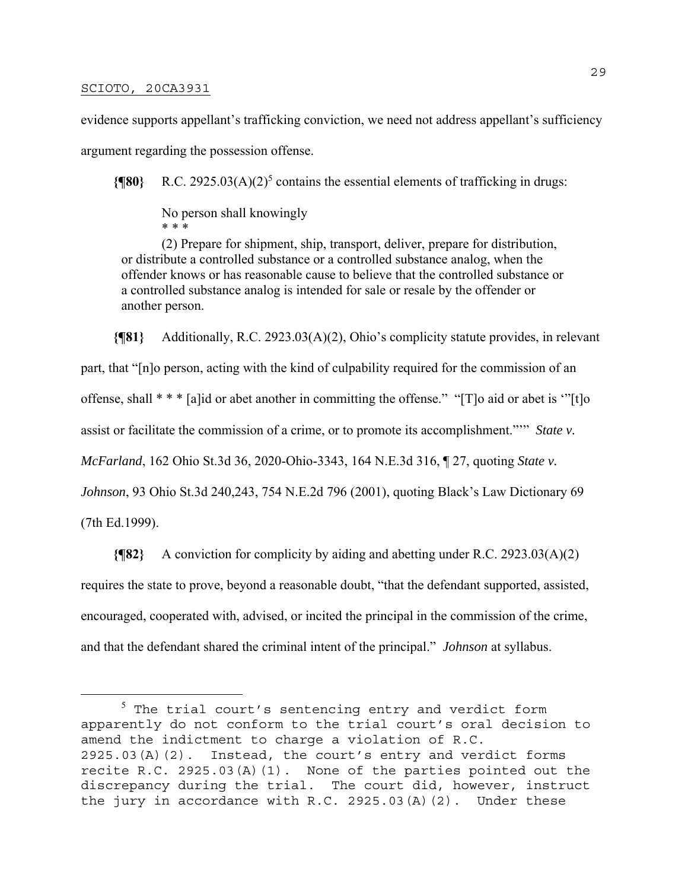evidence supports appellant's trafficking conviction, we need not address appellant's sufficiency argument regarding the possession offense.

**{¶80}** R.C. 2925.03(A)(2)[5] contains the essential elements of trafficking in drugs:

> No person shall knowingly
> * * *
> (2) Prepare for shipment, ship, transport, deliver, prepare for distribution, or distribute a controlled substance or a controlled substance analog, when the offender knows or has reasonable cause to believe that the controlled substance or a controlled substance analog is intended for sale or resale by the offender or another person.

**{¶81}** Additionally, R.C. 2923.03(A)(2), Ohio's complicity statute provides, in relevant part, that "[n]o person, acting with the kind of culpability required for the commission of an offense, shall * * * [a]id or abet another in committing the offense." "[T]o aid or abet is '"[t]o assist or facilitate the commission of a crime, or to promote its accomplishment."'" *State v. McFarland*, 162 Ohio St.3d 36, 2020-Ohio-3343, 164 N.E.3d 316, ¶ 27, quoting *State v. Johnson*, 93 Ohio St.3d 240,243, 754 N.E.2d 796 (2001), quoting Black's Law Dictionary 69 (7th Ed.1999).

**{¶82}** A conviction for complicity by aiding and abetting under R.C. 2923.03(A)(2) requires the state to prove, beyond a reasonable doubt, "that the defendant supported, assisted, encouraged, cooperated with, advised, or incited the principal in the commission of the crime, and that the defendant shared the criminal intent of the principal." *Johnson* at syllabus.

---

[5] The trial court's sentencing entry and verdict form apparently do not conform to the trial court's oral decision to amend the indictment to charge a violation of R.C. 2925.03(A)(2). Instead, the court's entry and verdict forms recite R.C. 2925.03(A)(1). None of the parties pointed out the discrepancy during the trial. The court did, however, instruct the jury in accordance with R.C. 2925.03(A)(2). Under these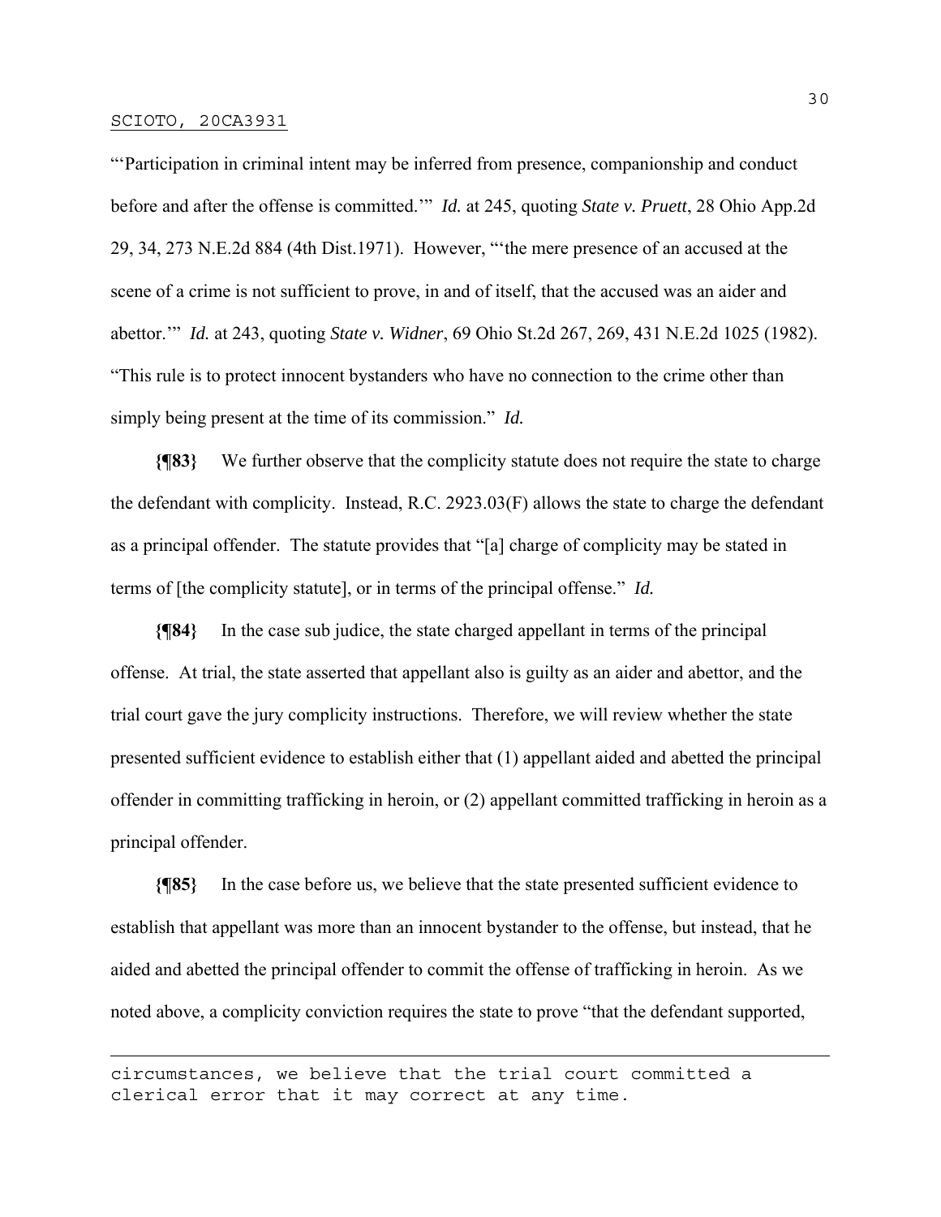"'Participation in criminal intent may be inferred from presence, companionship and conduct before and after the offense is committed.'" *Id.* at 245, quoting *State v. Pruett*, 28 Ohio App.2d 29, 34, 273 N.E.2d 884 (4th Dist.1971). However, "'the mere presence of an accused at the scene of a crime is not sufficient to prove, in and of itself, that the accused was an aider and abettor.'" *Id.* at 243, quoting *State v. Widner*, 69 Ohio St.2d 267, 269, 431 N.E.2d 1025 (1982). "This rule is to protect innocent bystanders who have no connection to the crime other than simply being present at the time of its commission." *Id.*

**{¶83}** We further observe that the complicity statute does not require the state to charge the defendant with complicity. Instead, R.C. 2923.03(F) allows the state to charge the defendant as a principal offender. The statute provides that "[a] charge of complicity may be stated in terms of [the complicity statute], or in terms of the principal offense." *Id.*

**{¶84}** In the case sub judice, the state charged appellant in terms of the principal offense. At trial, the state asserted that appellant also is guilty as an aider and abettor, and the trial court gave the jury complicity instructions. Therefore, we will review whether the state presented sufficient evidence to establish either that (1) appellant aided and abetted the principal offender in committing trafficking in heroin, or (2) appellant committed trafficking in heroin as a principal offender.

**{¶85}** In the case before us, we believe that the state presented sufficient evidence to establish that appellant was more than an innocent bystander to the offense, but instead, that he aided and abetted the principal offender to commit the offense of trafficking in heroin. As we noted above, a complicity conviction requires the state to prove "that the defendant supported,

---

circumstances, we believe that the trial court committed a clerical error that it may correct at any time.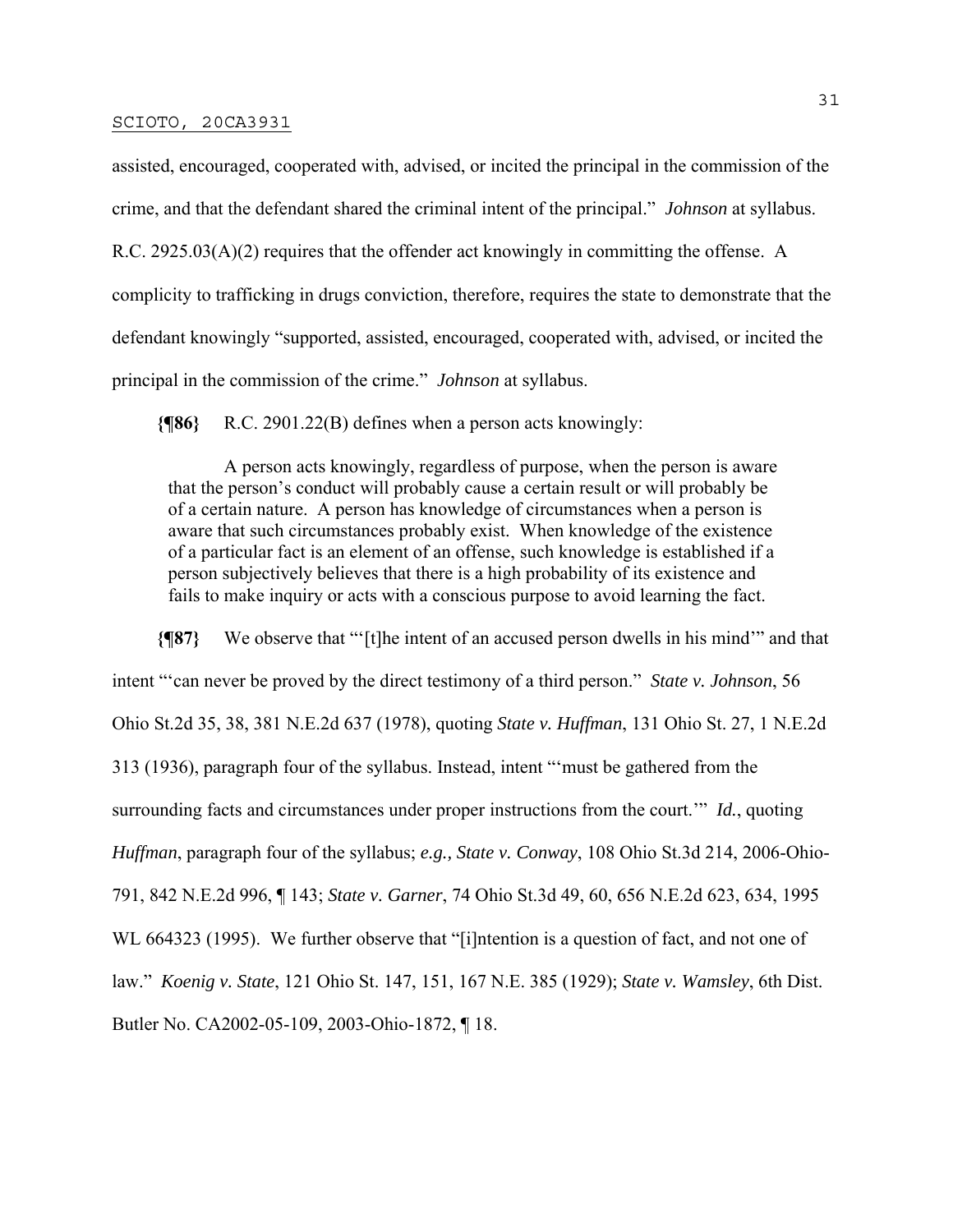assisted, encouraged, cooperated with, advised, or incited the principal in the commission of the crime, and that the defendant shared the criminal intent of the principal." *Johnson* at syllabus. R.C. 2925.03(A)(2) requires that the offender act knowingly in committing the offense. A complicity to trafficking in drugs conviction, therefore, requires the state to demonstrate that the defendant knowingly "supported, assisted, encouraged, cooperated with, advised, or incited the principal in the commission of the crime." *Johnson* at syllabus.

**{¶86}** R.C. 2901.22(B) defines when a person acts knowingly:

> A person acts knowingly, regardless of purpose, when the person is aware that the person's conduct will probably cause a certain result or will probably be of a certain nature. A person has knowledge of circumstances when a person is aware that such circumstances probably exist. When knowledge of the existence of a particular fact is an element of an offense, such knowledge is established if a person subjectively believes that there is a high probability of its existence and fails to make inquiry or acts with a conscious purpose to avoid learning the fact.

**{¶87}** We observe that "'[t]he intent of an accused person dwells in his mind'" and that intent "'can never be proved by the direct testimony of a third person." *State v. Johnson*, 56 Ohio St.2d 35, 38, 381 N.E.2d 637 (1978), quoting *State v. Huffman*, 131 Ohio St. 27, 1 N.E.2d 313 (1936), paragraph four of the syllabus. Instead, intent "'must be gathered from the surrounding facts and circumstances under proper instructions from the court.'" *Id.*, quoting *Huffman*, paragraph four of the syllabus; *e.g., State v. Conway*, 108 Ohio St.3d 214, 2006-Ohio-791, 842 N.E.2d 996, ¶ 143; *State v. Garner*, 74 Ohio St.3d 49, 60, 656 N.E.2d 623, 634, 1995 WL 664323 (1995). We further observe that "[i]ntention is a question of fact, and not one of law." *Koenig v. State*, 121 Ohio St. 147, 151, 167 N.E. 385 (1929); *State v. Wamsley*, 6th Dist. Butler No. CA2002-05-109, 2003-Ohio-1872, ¶ 18.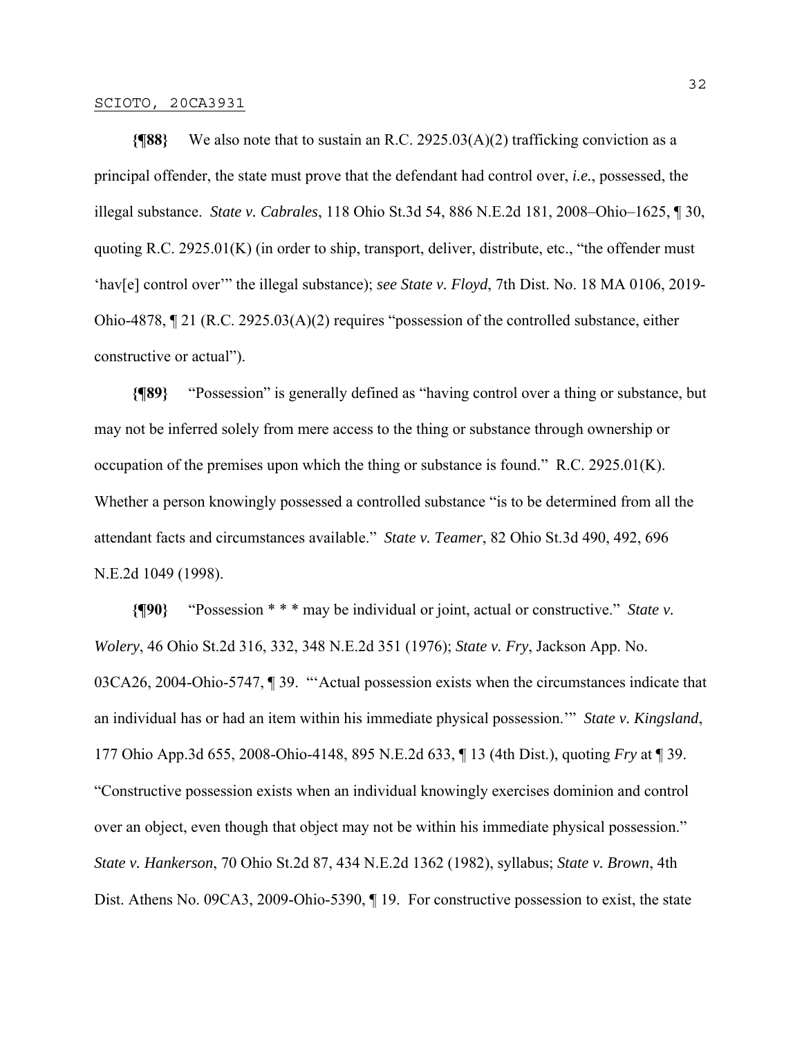**{¶88}** We also note that to sustain an R.C. 2925.03(A)(2) trafficking conviction as a principal offender, the state must prove that the defendant had control over, *i.e.*, possessed, the illegal substance. *State v. Cabrales*, 118 Ohio St.3d 54, 886 N.E.2d 181, 2008–Ohio–1625, ¶ 30, quoting R.C. 2925.01(K) (in order to ship, transport, deliver, distribute, etc., "the offender must 'hav[e] control over'" the illegal substance); *see State v. Floyd*, 7th Dist. No. 18 MA 0106, 2019-Ohio-4878, ¶ 21 (R.C. 2925.03(A)(2) requires "possession of the controlled substance, either constructive or actual").

**{¶89}** "Possession" is generally defined as "having control over a thing or substance, but may not be inferred solely from mere access to the thing or substance through ownership or occupation of the premises upon which the thing or substance is found." R.C. 2925.01(K). Whether a person knowingly possessed a controlled substance "is to be determined from all the attendant facts and circumstances available." *State v. Teamer*, 82 Ohio St.3d 490, 492, 696 N.E.2d 1049 (1998).

**{¶90}** "Possession * * * may be individual or joint, actual or constructive." *State v. Wolery*, 46 Ohio St.2d 316, 332, 348 N.E.2d 351 (1976); *State v. Fry*, Jackson App. No. 03CA26, 2004-Ohio-5747, ¶ 39. "'Actual possession exists when the circumstances indicate that an individual has or had an item within his immediate physical possession.'" *State v. Kingsland*, 177 Ohio App.3d 655, 2008-Ohio-4148, 895 N.E.2d 633, ¶ 13 (4th Dist.), quoting *Fry* at ¶ 39. "Constructive possession exists when an individual knowingly exercises dominion and control over an object, even though that object may not be within his immediate physical possession." *State v. Hankerson*, 70 Ohio St.2d 87, 434 N.E.2d 1362 (1982), syllabus; *State v. Brown*, 4th Dist. Athens No. 09CA3, 2009-Ohio-5390, ¶ 19. For constructive possession to exist, the state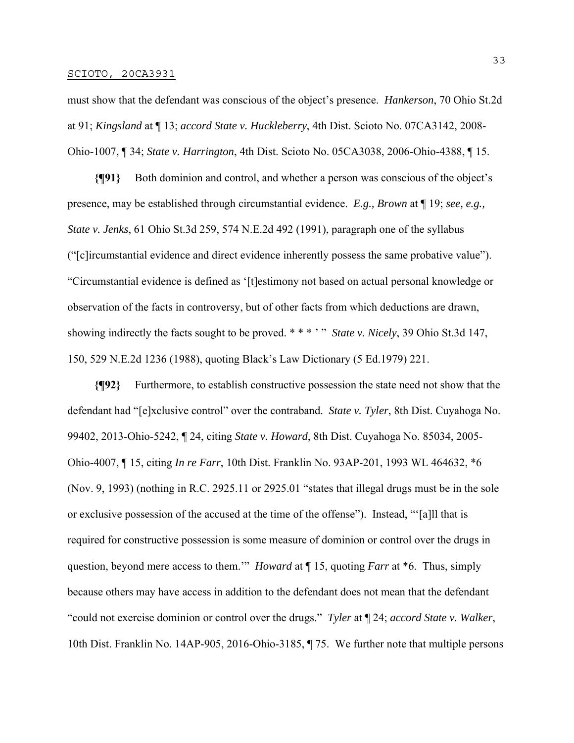must show that the defendant was conscious of the object's presence. *Hankerson*, 70 Ohio St.2d at 91; *Kingsland* at ¶ 13; *accord State v. Huckleberry*, 4th Dist. Scioto No. 07CA3142, 2008-Ohio-1007, ¶ 34; *State v. Harrington*, 4th Dist. Scioto No. 05CA3038, 2006-Ohio-4388, ¶ 15.

**{¶91}** Both dominion and control, and whether a person was conscious of the object's presence, may be established through circumstantial evidence. *E.g., Brown* at ¶ 19; *see, e.g., State v. Jenks*, 61 Ohio St.3d 259, 574 N.E.2d 492 (1991), paragraph one of the syllabus ("[c]ircumstantial evidence and direct evidence inherently possess the same probative value"). "Circumstantial evidence is defined as '[t]estimony not based on actual personal knowledge or observation of the facts in controversy, but of other facts from which deductions are drawn, showing indirectly the facts sought to be proved. * * * ' " *State v. Nicely*, 39 Ohio St.3d 147, 150, 529 N.E.2d 1236 (1988), quoting Black's Law Dictionary (5 Ed.1979) 221.

**{¶92}** Furthermore, to establish constructive possession the state need not show that the defendant had "[e]xclusive control" over the contraband. *State v. Tyler*, 8th Dist. Cuyahoga No. 99402, 2013-Ohio-5242, ¶ 24, citing *State v. Howard*, 8th Dist. Cuyahoga No. 85034, 2005-Ohio-4007, ¶ 15, citing *In re Farr*, 10th Dist. Franklin No. 93AP-201, 1993 WL 464632, *6 (Nov. 9, 1993) (nothing in R.C. 2925.11 or 2925.01 "states that illegal drugs must be in the sole or exclusive possession of the accused at the time of the offense"). Instead, "'[a]ll that is required for constructive possession is some measure of dominion or control over the drugs in question, beyond mere access to them.'" *Howard* at ¶ 15, quoting *Farr* at *6. Thus, simply because others may have access in addition to the defendant does not mean that the defendant "could not exercise dominion or control over the drugs." *Tyler* at ¶ 24; *accord State v. Walker*, 10th Dist. Franklin No. 14AP-905, 2016-Ohio-3185, ¶ 75. We further note that multiple persons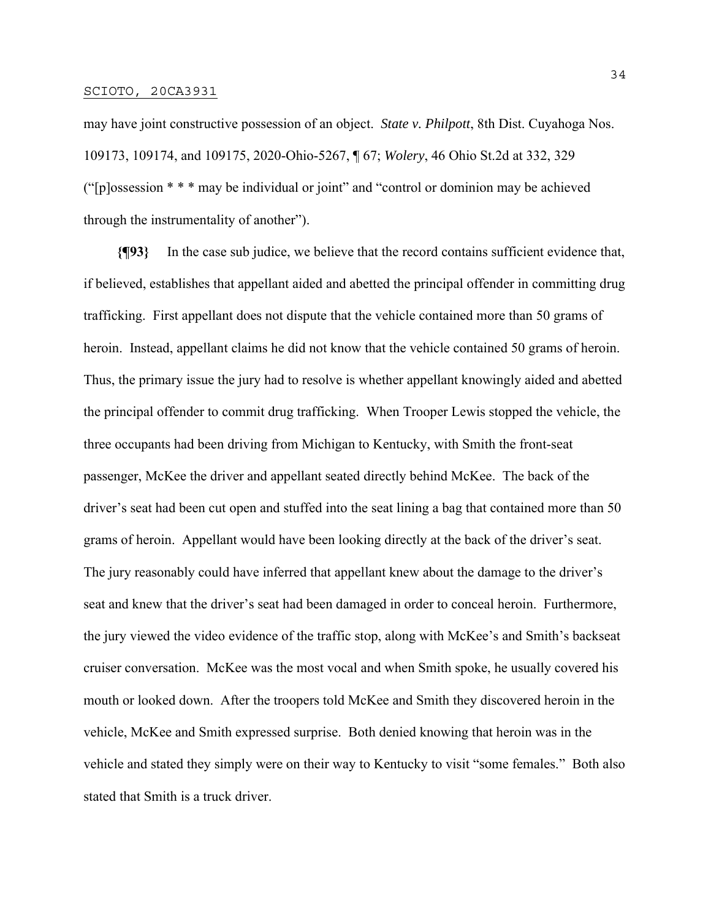may have joint constructive possession of an object. *State v. Philpott*, 8th Dist. Cuyahoga Nos. 109173, 109174, and 109175, 2020-Ohio-5267, ¶ 67; *Wolery*, 46 Ohio St.2d at 332, 329 ("[p]ossession * * * may be individual or joint" and "control or dominion may be achieved through the instrumentality of another").

**{¶93}** In the case sub judice, we believe that the record contains sufficient evidence that, if believed, establishes that appellant aided and abetted the principal offender in committing drug trafficking. First appellant does not dispute that the vehicle contained more than 50 grams of heroin. Instead, appellant claims he did not know that the vehicle contained 50 grams of heroin. Thus, the primary issue the jury had to resolve is whether appellant knowingly aided and abetted the principal offender to commit drug trafficking. When Trooper Lewis stopped the vehicle, the three occupants had been driving from Michigan to Kentucky, with Smith the front-seat passenger, McKee the driver and appellant seated directly behind McKee. The back of the driver's seat had been cut open and stuffed into the seat lining a bag that contained more than 50 grams of heroin. Appellant would have been looking directly at the back of the driver's seat. The jury reasonably could have inferred that appellant knew about the damage to the driver's seat and knew that the driver's seat had been damaged in order to conceal heroin. Furthermore, the jury viewed the video evidence of the traffic stop, along with McKee's and Smith's backseat cruiser conversation. McKee was the most vocal and when Smith spoke, he usually covered his mouth or looked down. After the troopers told McKee and Smith they discovered heroin in the vehicle, McKee and Smith expressed surprise. Both denied knowing that heroin was in the vehicle and stated they simply were on their way to Kentucky to visit "some females." Both also stated that Smith is a truck driver.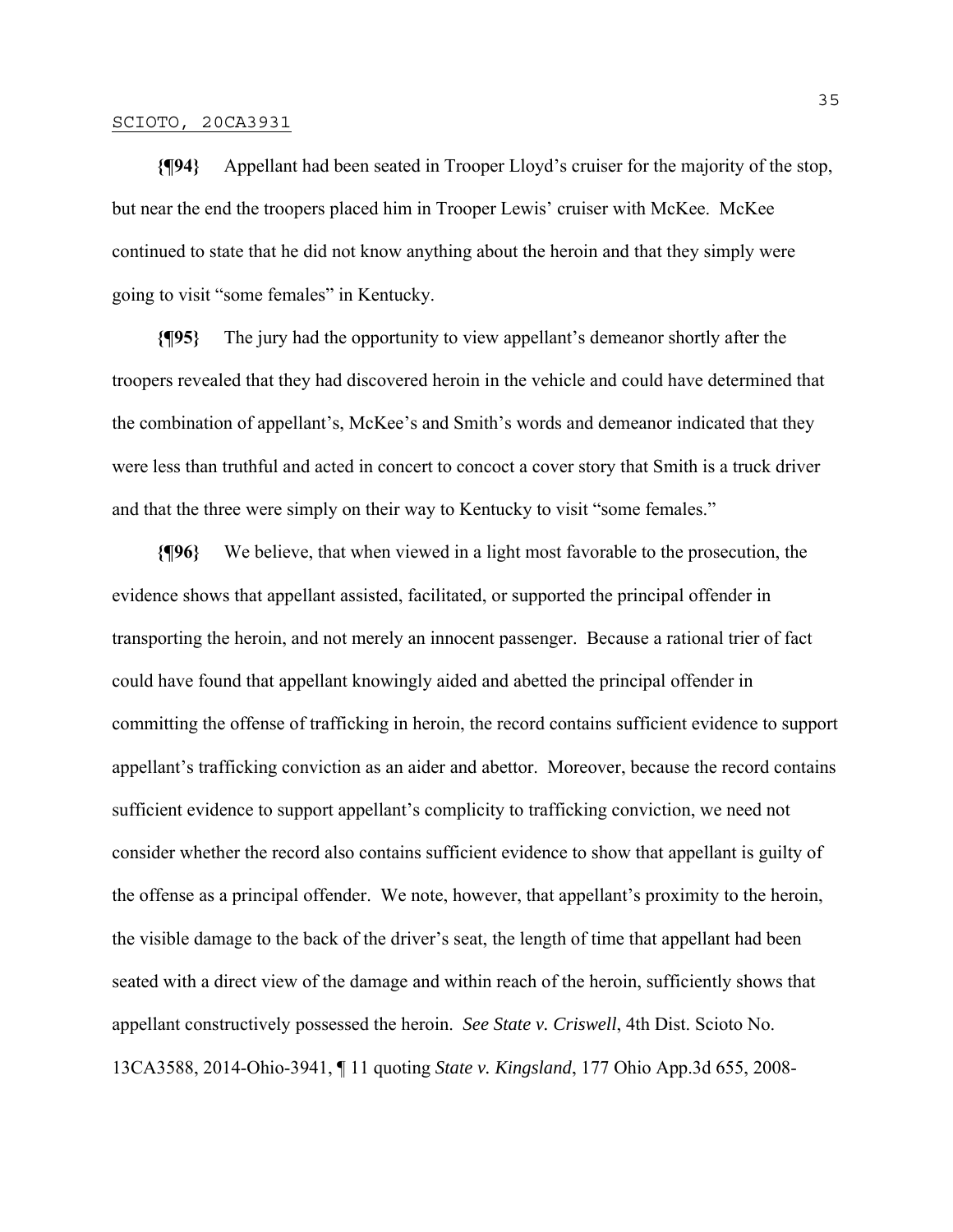**{¶94}** Appellant had been seated in Trooper Lloyd's cruiser for the majority of the stop, but near the end the troopers placed him in Trooper Lewis' cruiser with McKee. McKee continued to state that he did not know anything about the heroin and that they simply were going to visit "some females" in Kentucky.

**{¶95}** The jury had the opportunity to view appellant's demeanor shortly after the troopers revealed that they had discovered heroin in the vehicle and could have determined that the combination of appellant's, McKee's and Smith's words and demeanor indicated that they were less than truthful and acted in concert to concoct a cover story that Smith is a truck driver and that the three were simply on their way to Kentucky to visit "some females."

**{¶96}** We believe, that when viewed in a light most favorable to the prosecution, the evidence shows that appellant assisted, facilitated, or supported the principal offender in transporting the heroin, and not merely an innocent passenger. Because a rational trier of fact could have found that appellant knowingly aided and abetted the principal offender in committing the offense of trafficking in heroin, the record contains sufficient evidence to support appellant's trafficking conviction as an aider and abettor. Moreover, because the record contains sufficient evidence to support appellant's complicity to trafficking conviction, we need not consider whether the record also contains sufficient evidence to show that appellant is guilty of the offense as a principal offender. We note, however, that appellant's proximity to the heroin, the visible damage to the back of the driver's seat, the length of time that appellant had been seated with a direct view of the damage and within reach of the heroin, sufficiently shows that appellant constructively possessed the heroin. *See State v. Criswell*, 4th Dist. Scioto No. 13CA3588, 2014-Ohio-3941, ¶ 11 quoting *State v. Kingsland*, 177 Ohio App.3d 655, 2008-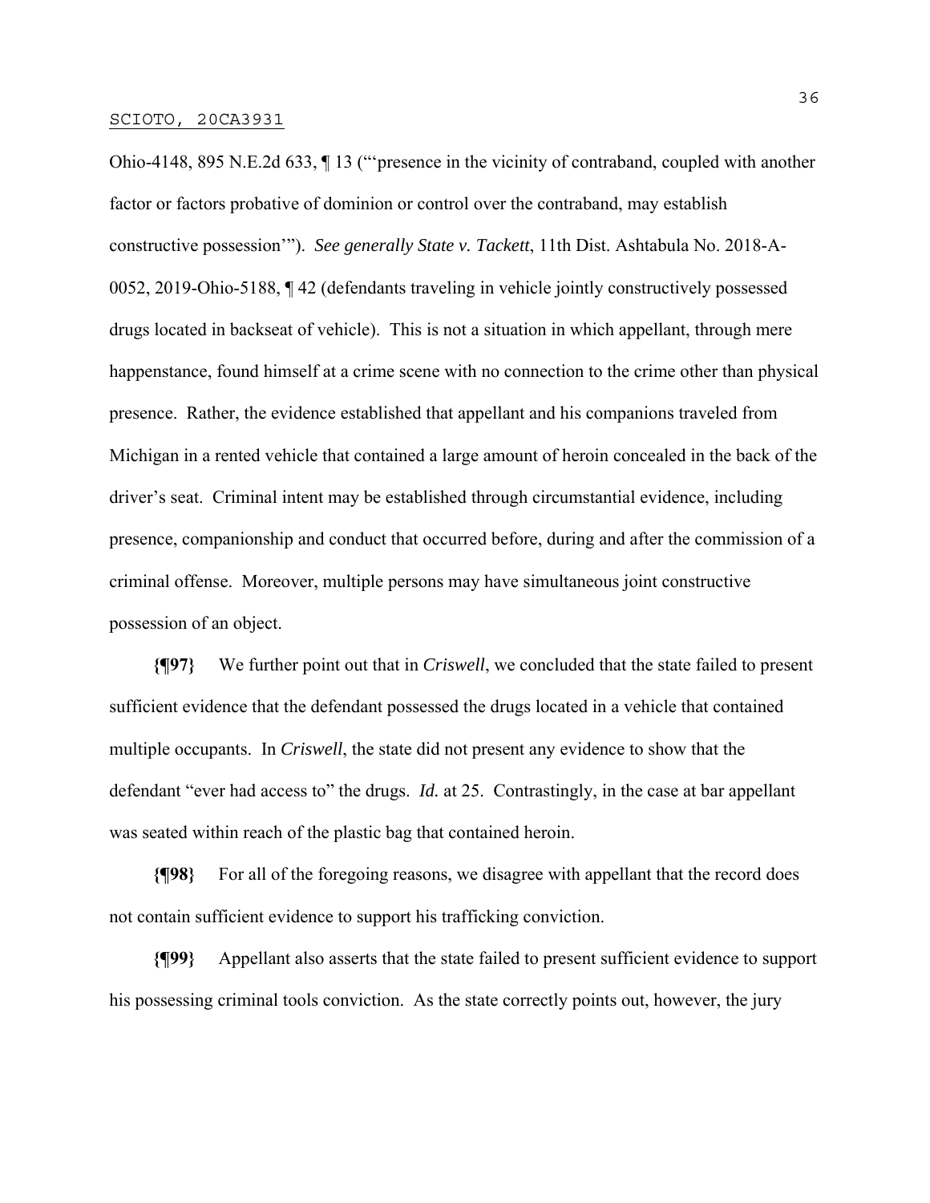Ohio-4148, 895 N.E.2d 633, ¶ 13 ("'presence in the vicinity of contraband, coupled with another factor or factors probative of dominion or control over the contraband, may establish constructive possession'"). *See generally State v. Tackett*, 11th Dist. Ashtabula No. 2018-A-0052, 2019-Ohio-5188, ¶ 42 (defendants traveling in vehicle jointly constructively possessed drugs located in backseat of vehicle). This is not a situation in which appellant, through mere happenstance, found himself at a crime scene with no connection to the crime other than physical presence. Rather, the evidence established that appellant and his companions traveled from Michigan in a rented vehicle that contained a large amount of heroin concealed in the back of the driver's seat. Criminal intent may be established through circumstantial evidence, including presence, companionship and conduct that occurred before, during and after the commission of a criminal offense. Moreover, multiple persons may have simultaneous joint constructive possession of an object.

**{¶97}** We further point out that in *Criswell*, we concluded that the state failed to present sufficient evidence that the defendant possessed the drugs located in a vehicle that contained multiple occupants. In *Criswell*, the state did not present any evidence to show that the defendant "ever had access to" the drugs. *Id.* at 25. Contrastingly, in the case at bar appellant was seated within reach of the plastic bag that contained heroin.

**{¶98}** For all of the foregoing reasons, we disagree with appellant that the record does not contain sufficient evidence to support his trafficking conviction.

**{¶99}** Appellant also asserts that the state failed to present sufficient evidence to support his possessing criminal tools conviction. As the state correctly points out, however, the jury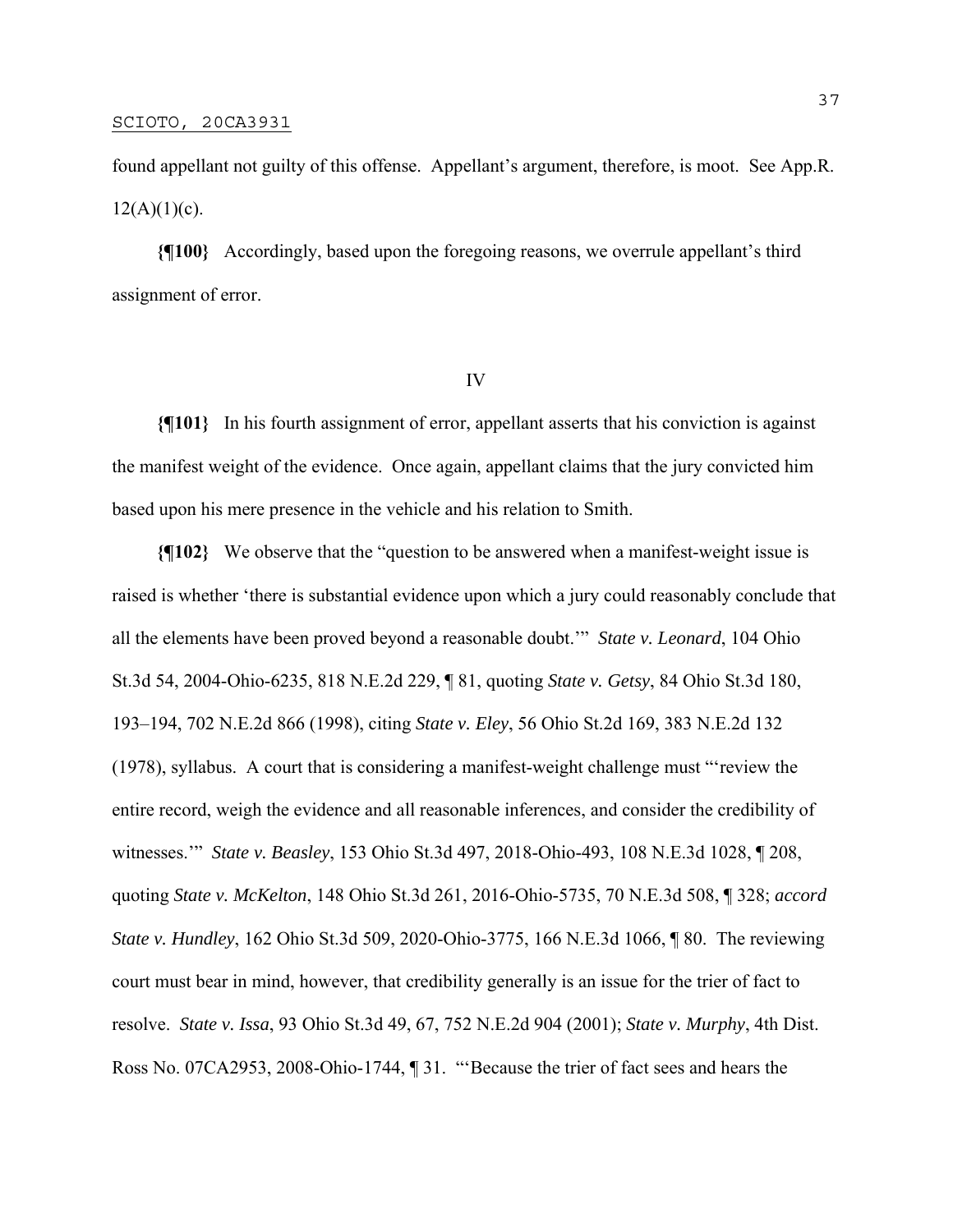found appellant not guilty of this offense. Appellant's argument, therefore, is moot. See App.R. 12(A)(1)(c).

**{¶100}** Accordingly, based upon the foregoing reasons, we overrule appellant's third assignment of error.

IV

**{¶101}** In his fourth assignment of error, appellant asserts that his conviction is against the manifest weight of the evidence. Once again, appellant claims that the jury convicted him based upon his mere presence in the vehicle and his relation to Smith.

**{¶102}** We observe that the "question to be answered when a manifest-weight issue is raised is whether 'there is substantial evidence upon which a jury could reasonably conclude that all the elements have been proved beyond a reasonable doubt.'" *State v. Leonard*, 104 Ohio St.3d 54, 2004-Ohio-6235, 818 N.E.2d 229, ¶ 81, quoting *State v. Getsy*, 84 Ohio St.3d 180, 193–194, 702 N.E.2d 866 (1998), citing *State v. Eley*, 56 Ohio St.2d 169, 383 N.E.2d 132 (1978), syllabus. A court that is considering a manifest-weight challenge must "'review the entire record, weigh the evidence and all reasonable inferences, and consider the credibility of witnesses.'" *State v. Beasley*, 153 Ohio St.3d 497, 2018-Ohio-493, 108 N.E.3d 1028, ¶ 208, quoting *State v. McKelton*, 148 Ohio St.3d 261, 2016-Ohio-5735, 70 N.E.3d 508, ¶ 328; *accord State v. Hundley*, 162 Ohio St.3d 509, 2020-Ohio-3775, 166 N.E.3d 1066, ¶ 80. The reviewing court must bear in mind, however, that credibility generally is an issue for the trier of fact to resolve. *State v. Issa*, 93 Ohio St.3d 49, 67, 752 N.E.2d 904 (2001); *State v. Murphy*, 4th Dist. Ross No. 07CA2953, 2008-Ohio-1744, ¶ 31. "'Because the trier of fact sees and hears the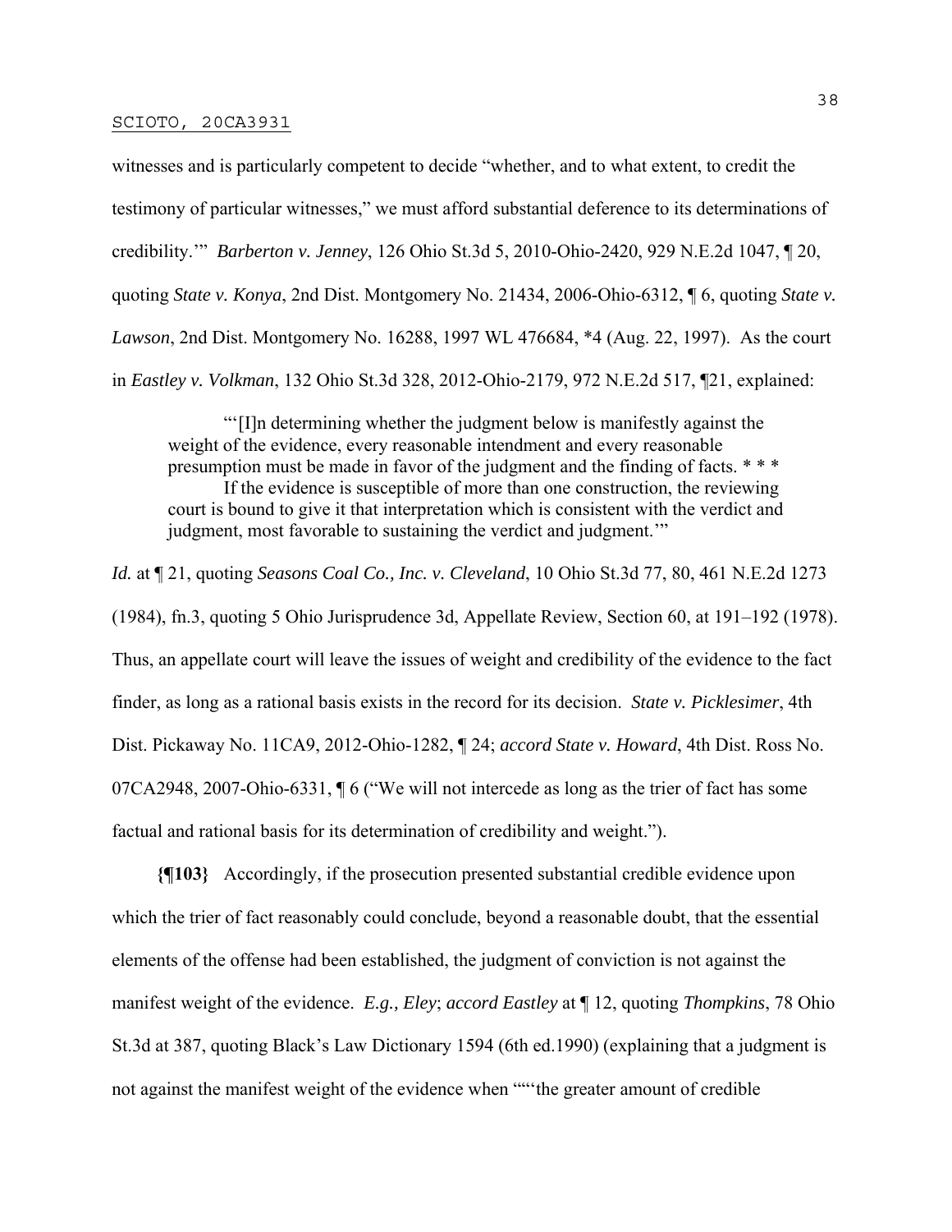witnesses and is particularly competent to decide "whether, and to what extent, to credit the testimony of particular witnesses," we must afford substantial deference to its determinations of credibility.'" *Barberton v. Jenney*, 126 Ohio St.3d 5, 2010-Ohio-2420, 929 N.E.2d 1047, ¶ 20, quoting *State v. Konya*, 2nd Dist. Montgomery No. 21434, 2006-Ohio-6312, ¶ 6, quoting *State v. Lawson*, 2nd Dist. Montgomery No. 16288, 1997 WL 476684, \*4 (Aug. 22, 1997). As the court in *Eastley v. Volkman*, 132 Ohio St.3d 328, 2012-Ohio-2179, 972 N.E.2d 517, ¶21, explained:

> "'[I]n determining whether the judgment below is manifestly against the weight of the evidence, every reasonable intendment and every reasonable presumption must be made in favor of the judgment and the finding of facts. * * *
>
> If the evidence is susceptible of more than one construction, the reviewing court is bound to give it that interpretation which is consistent with the verdict and judgment, most favorable to sustaining the verdict and judgment.'"

*Id.* at ¶ 21, quoting *Seasons Coal Co., Inc. v. Cleveland*, 10 Ohio St.3d 77, 80, 461 N.E.2d 1273 (1984), fn.3, quoting 5 Ohio Jurisprudence 3d, Appellate Review, Section 60, at 191–192 (1978). Thus, an appellate court will leave the issues of weight and credibility of the evidence to the fact finder, as long as a rational basis exists in the record for its decision. *State v. Picklesimer*, 4th Dist. Pickaway No. 11CA9, 2012-Ohio-1282, ¶ 24; *accord State v. Howard*, 4th Dist. Ross No. 07CA2948, 2007-Ohio-6331, ¶ 6 ("We will not intercede as long as the trier of fact has some factual and rational basis for its determination of credibility and weight.").

**{¶103}** Accordingly, if the prosecution presented substantial credible evidence upon which the trier of fact reasonably could conclude, beyond a reasonable doubt, that the essential elements of the offense had been established, the judgment of conviction is not against the manifest weight of the evidence. *E.g., Eley*; *accord Eastley* at ¶ 12, quoting *Thompkins*, 78 Ohio St.3d at 387, quoting Black's Law Dictionary 1594 (6th ed.1990) (explaining that a judgment is not against the manifest weight of the evidence when ""'the greater amount of credible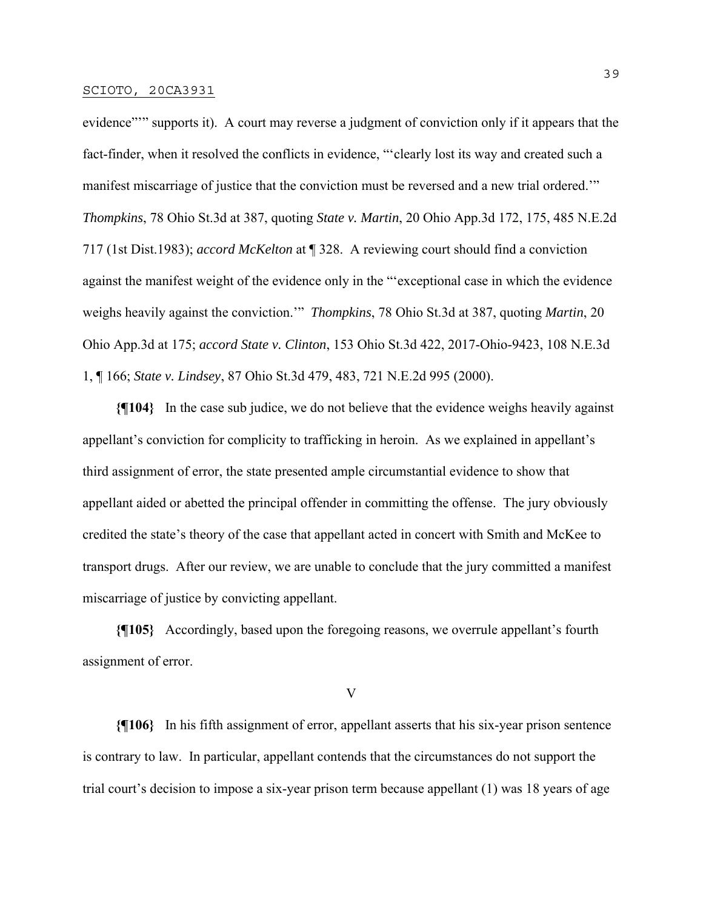evidence""" supports it). A court may reverse a judgment of conviction only if it appears that the fact-finder, when it resolved the conflicts in evidence, "'clearly lost its way and created such a manifest miscarriage of justice that the conviction must be reversed and a new trial ordered.'" *Thompkins*, 78 Ohio St.3d at 387, quoting *State v. Martin*, 20 Ohio App.3d 172, 175, 485 N.E.2d 717 (1st Dist.1983); *accord McKelton* at ¶ 328. A reviewing court should find a conviction against the manifest weight of the evidence only in the "'exceptional case in which the evidence weighs heavily against the conviction.'" *Thompkins*, 78 Ohio St.3d at 387, quoting *Martin*, 20 Ohio App.3d at 175; *accord State v. Clinton*, 153 Ohio St.3d 422, 2017-Ohio-9423, 108 N.E.3d 1, ¶ 166; *State v. Lindsey*, 87 Ohio St.3d 479, 483, 721 N.E.2d 995 (2000).

**{¶104}** In the case sub judice, we do not believe that the evidence weighs heavily against appellant's conviction for complicity to trafficking in heroin. As we explained in appellant's third assignment of error, the state presented ample circumstantial evidence to show that appellant aided or abetted the principal offender in committing the offense. The jury obviously credited the state's theory of the case that appellant acted in concert with Smith and McKee to transport drugs. After our review, we are unable to conclude that the jury committed a manifest miscarriage of justice by convicting appellant.

**{¶105}** Accordingly, based upon the foregoing reasons, we overrule appellant's fourth assignment of error.

V

**{¶106}** In his fifth assignment of error, appellant asserts that his six-year prison sentence is contrary to law. In particular, appellant contends that the circumstances do not support the trial court's decision to impose a six-year prison term because appellant (1) was 18 years of age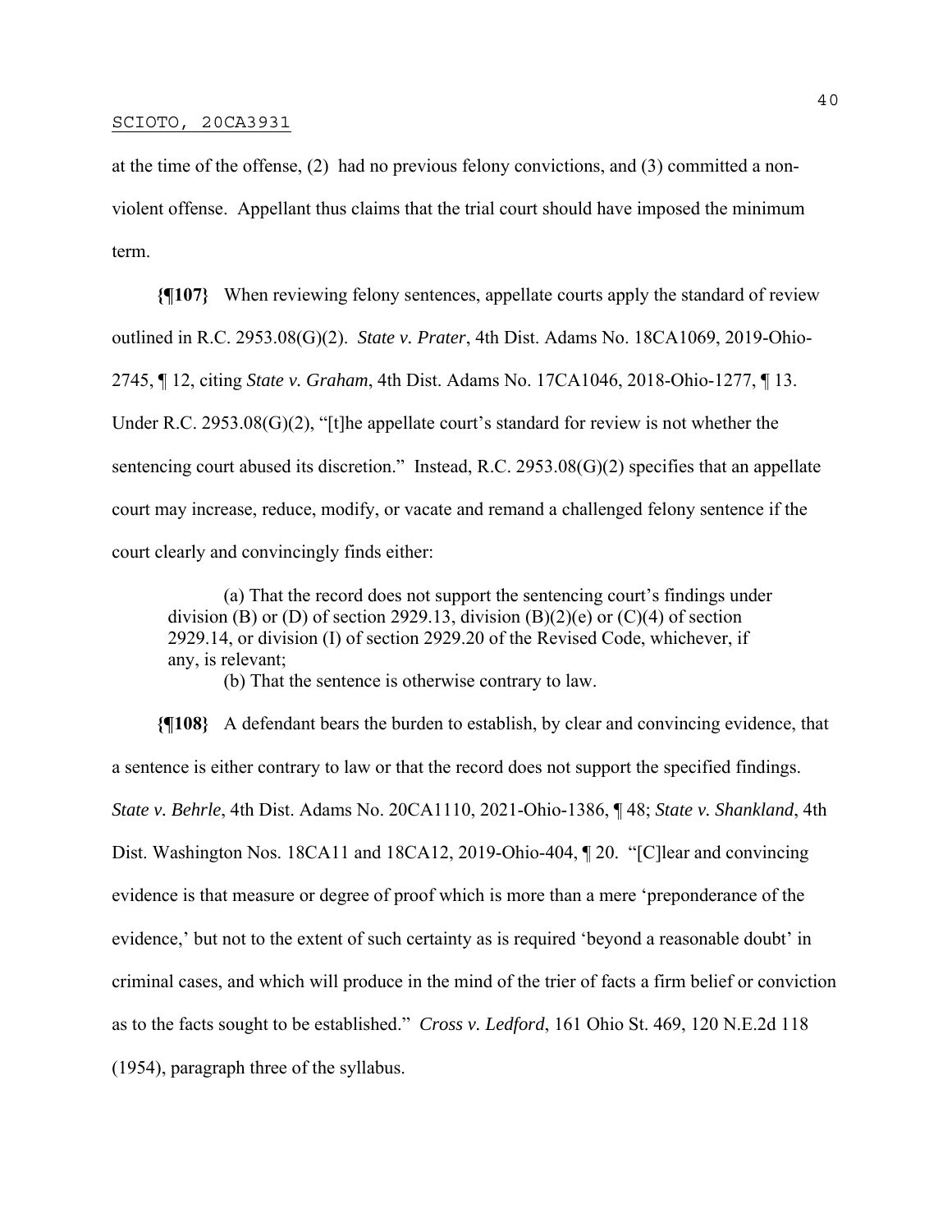at the time of the offense, (2) had no previous felony convictions, and (3) committed a non-violent offense. Appellant thus claims that the trial court should have imposed the minimum term.

**{¶107}** When reviewing felony sentences, appellate courts apply the standard of review outlined in R.C. 2953.08(G)(2). *State v. Prater*, 4th Dist. Adams No. 18CA1069, 2019-Ohio-2745, ¶ 12, citing *State v. Graham*, 4th Dist. Adams No. 17CA1046, 2018-Ohio-1277, ¶ 13. Under R.C. 2953.08(G)(2), "[t]he appellate court's standard for review is not whether the sentencing court abused its discretion." Instead, R.C. 2953.08(G)(2) specifies that an appellate court may increase, reduce, modify, or vacate and remand a challenged felony sentence if the court clearly and convincingly finds either:

> (a) That the record does not support the sentencing court's findings under division (B) or (D) of section 2929.13, division (B)(2)(e) or (C)(4) of section 2929.14, or division (I) of section 2929.20 of the Revised Code, whichever, if any, is relevant;
>
> (b) That the sentence is otherwise contrary to law.

**{¶108}** A defendant bears the burden to establish, by clear and convincing evidence, that a sentence is either contrary to law or that the record does not support the specified findings. *State v. Behrle*, 4th Dist. Adams No. 20CA1110, 2021-Ohio-1386, ¶ 48; *State v. Shankland*, 4th Dist. Washington Nos. 18CA11 and 18CA12, 2019-Ohio-404, ¶ 20. "[C]lear and convincing evidence is that measure or degree of proof which is more than a mere 'preponderance of the evidence,' but not to the extent of such certainty as is required 'beyond a reasonable doubt' in criminal cases, and which will produce in the mind of the trier of facts a firm belief or conviction as to the facts sought to be established." *Cross v. Ledford*, 161 Ohio St. 469, 120 N.E.2d 118 (1954), paragraph three of the syllabus.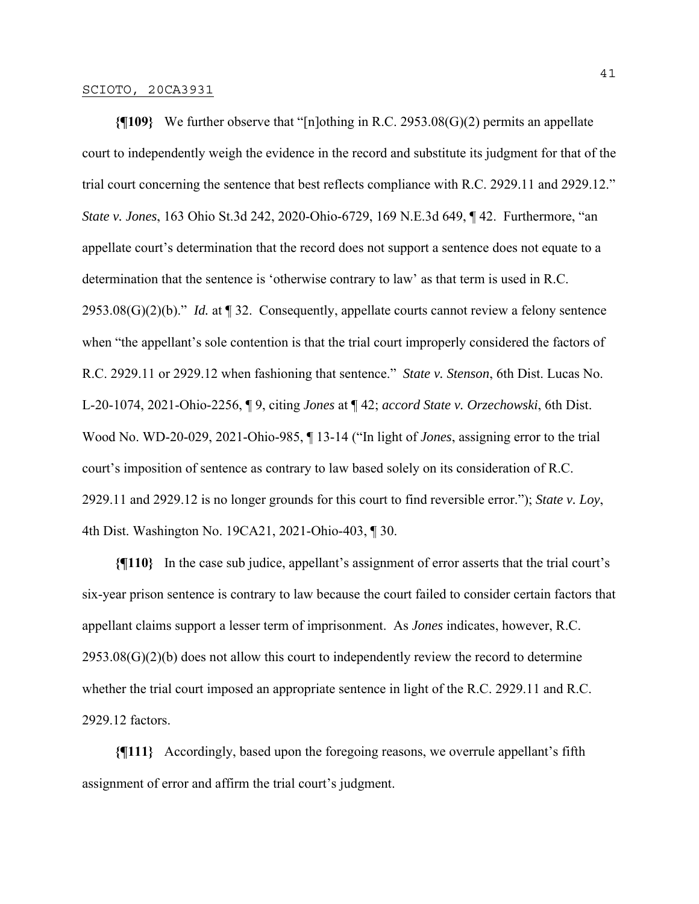**{¶109}** We further observe that "[n]othing in R.C. 2953.08(G)(2) permits an appellate court to independently weigh the evidence in the record and substitute its judgment for that of the trial court concerning the sentence that best reflects compliance with R.C. 2929.11 and 2929.12." *State v. Jones*, 163 Ohio St.3d 242, 2020-Ohio-6729, 169 N.E.3d 649, ¶ 42. Furthermore, "an appellate court's determination that the record does not support a sentence does not equate to a determination that the sentence is 'otherwise contrary to law' as that term is used in R.C. 2953.08(G)(2)(b)." *Id.* at ¶ 32. Consequently, appellate courts cannot review a felony sentence when "the appellant's sole contention is that the trial court improperly considered the factors of R.C. 2929.11 or 2929.12 when fashioning that sentence." *State v. Stenson*, 6th Dist. Lucas No. L-20-1074, 2021-Ohio-2256, ¶ 9, citing *Jones* at ¶ 42; *accord State v. Orzechowski*, 6th Dist. Wood No. WD-20-029, 2021-Ohio-985, ¶ 13-14 ("In light of *Jones*, assigning error to the trial court's imposition of sentence as contrary to law based solely on its consideration of R.C. 2929.11 and 2929.12 is no longer grounds for this court to find reversible error."); *State v. Loy*, 4th Dist. Washington No. 19CA21, 2021-Ohio-403, ¶ 30.

**{¶110}** In the case sub judice, appellant's assignment of error asserts that the trial court's six-year prison sentence is contrary to law because the court failed to consider certain factors that appellant claims support a lesser term of imprisonment. As *Jones* indicates, however, R.C. 2953.08(G)(2)(b) does not allow this court to independently review the record to determine whether the trial court imposed an appropriate sentence in light of the R.C. 2929.11 and R.C. 2929.12 factors.

**{¶111}** Accordingly, based upon the foregoing reasons, we overrule appellant's fifth assignment of error and affirm the trial court's judgment.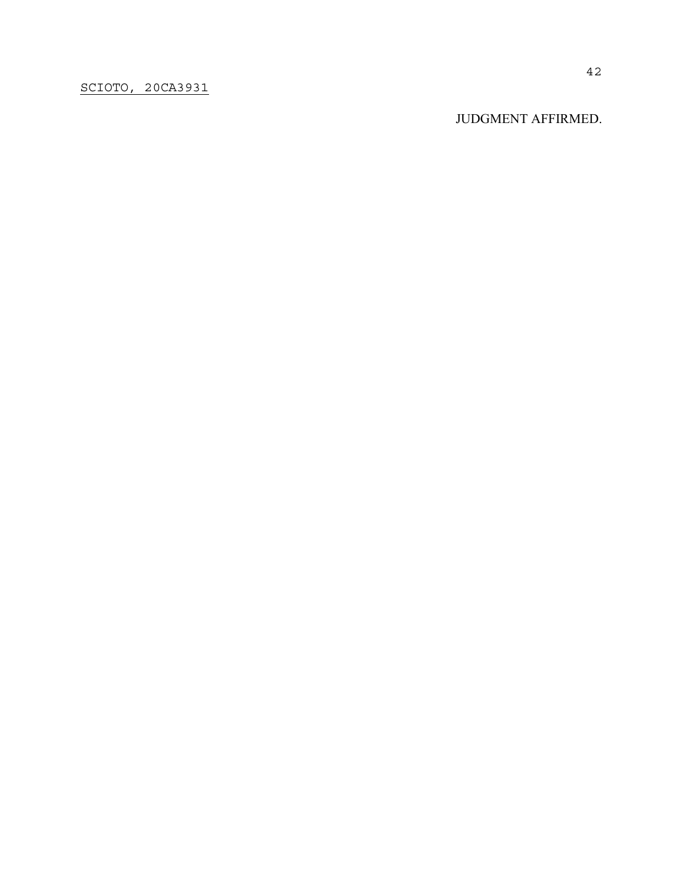JUDGMENT AFFIRMED.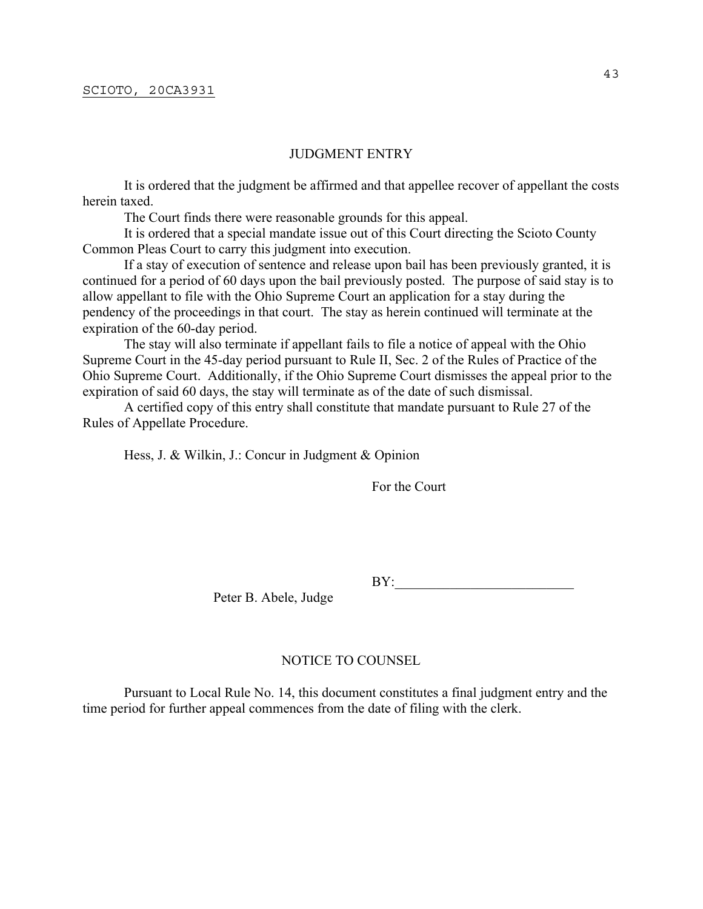SCIOTO, 20CA3931

## JUDGMENT ENTRY

It is ordered that the judgment be affirmed and that appellee recover of appellant the costs herein taxed.

The Court finds there were reasonable grounds for this appeal.

It is ordered that a special mandate issue out of this Court directing the Scioto County Common Pleas Court to carry this judgment into execution.

If a stay of execution of sentence and release upon bail has been previously granted, it is continued for a period of 60 days upon the bail previously posted. The purpose of said stay is to allow appellant to file with the Ohio Supreme Court an application for a stay during the pendency of the proceedings in that court. The stay as herein continued will terminate at the expiration of the 60-day period.

The stay will also terminate if appellant fails to file a notice of appeal with the Ohio Supreme Court in the 45-day period pursuant to Rule II, Sec. 2 of the Rules of Practice of the Ohio Supreme Court. Additionally, if the Ohio Supreme Court dismisses the appeal prior to the expiration of said 60 days, the stay will terminate as of the date of such dismissal.

A certified copy of this entry shall constitute that mandate pursuant to Rule 27 of the Rules of Appellate Procedure.

Hess, J. & Wilkin, J.: Concur in Judgment & Opinion

For the Court

BY:\_\_\_\_\_\_\_\_\_\_\_\_\_\_\_\_\_\_\_\_\_\_\_\_\_\_

Peter B. Abele, Judge

## NOTICE TO COUNSEL

Pursuant to Local Rule No. 14, this document constitutes a final judgment entry and the time period for further appeal commences from the date of filing with the clerk.